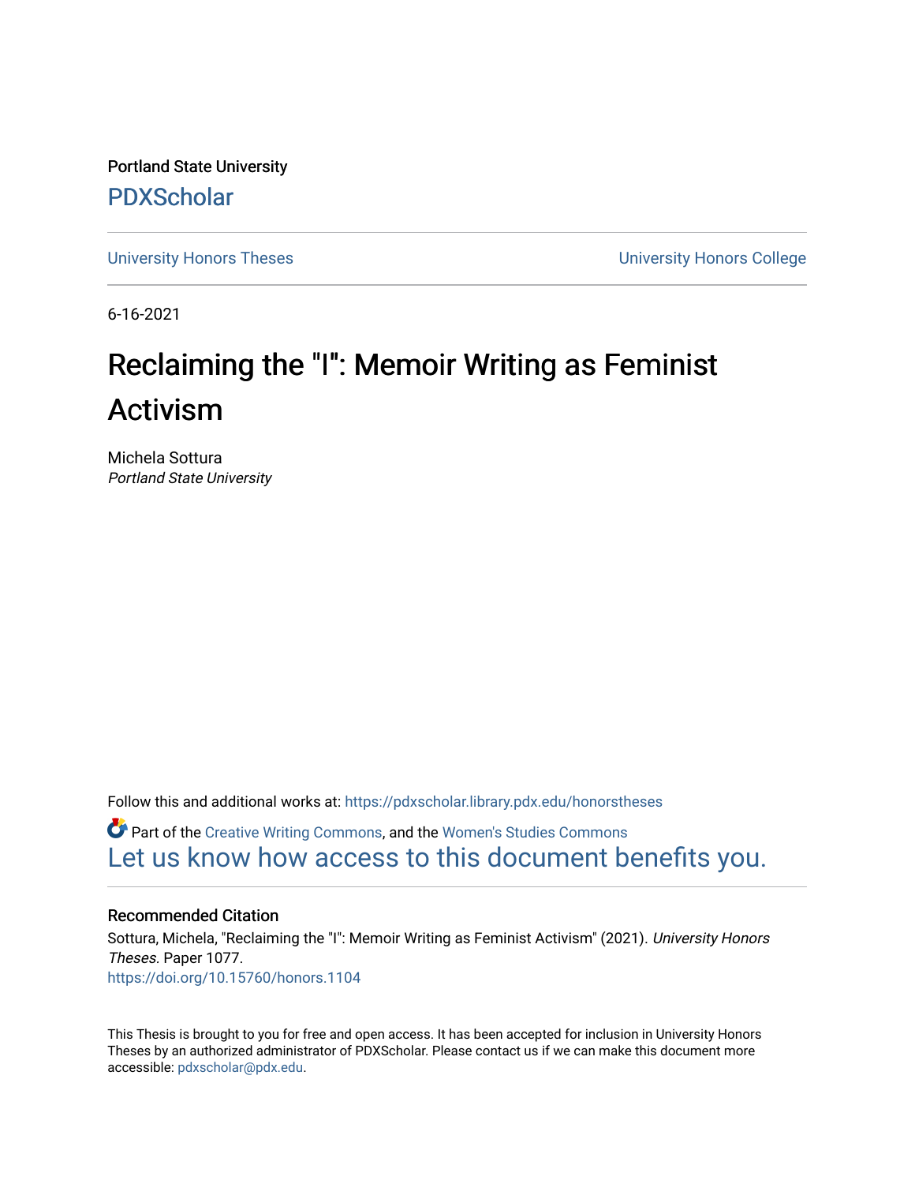Portland State University

PDXScholar

University Honors Theses | University Honors College

6-16-2021

# Reclaiming the "I": Memoir Writing as Feminist Activism

Michela Sottura
*Portland State University*

Follow this and additional works at: https://pdxscholar.library.pdx.edu/honorstheses

Part of the Creative Writing Commons, and the Women's Studies Commons

Let us know how access to this document benefits you.

## Recommended Citation

Sottura, Michela, "Reclaiming the "I": Memoir Writing as Feminist Activism" (2021). *University Honors Theses.* Paper 1077.
https://doi.org/10.15760/honors.1104

This Thesis is brought to you for free and open access. It has been accepted for inclusion in University Honors Theses by an authorized administrator of PDXScholar. Please contact us if we can make this document more accessible: pdxscholar@pdx.edu.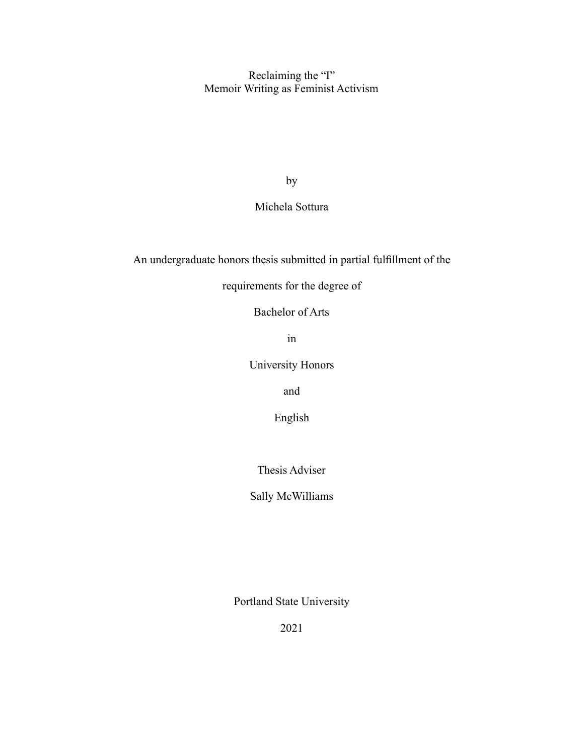# Reclaiming the "I"
## Memoir Writing as Feminist Activism

by

Michela Sottura

An undergraduate honors thesis submitted in partial fulfillment of the

requirements for the degree of

Bachelor of Arts

in

University Honors

and

English

Thesis Adviser

Sally McWilliams

Portland State University

2021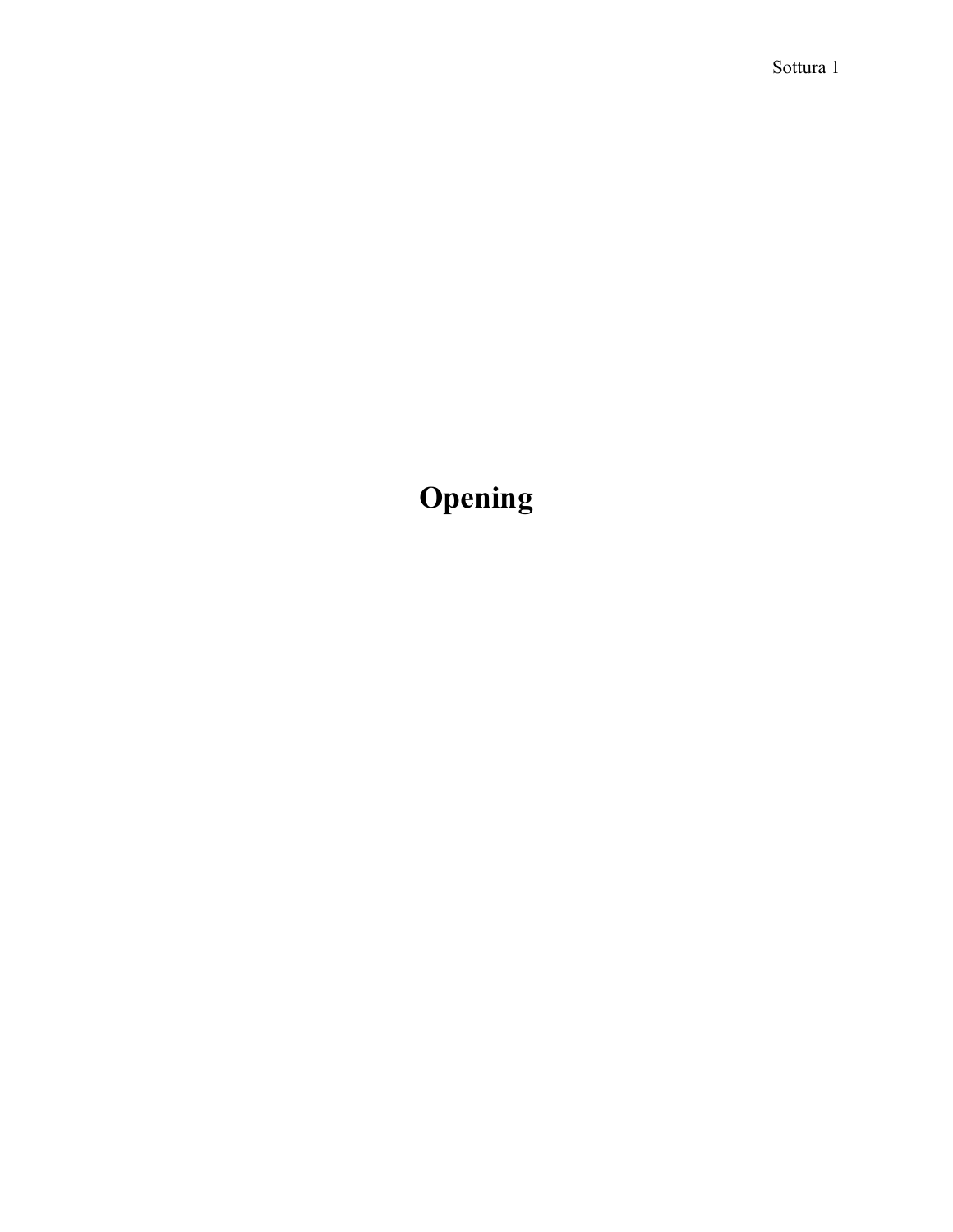# Opening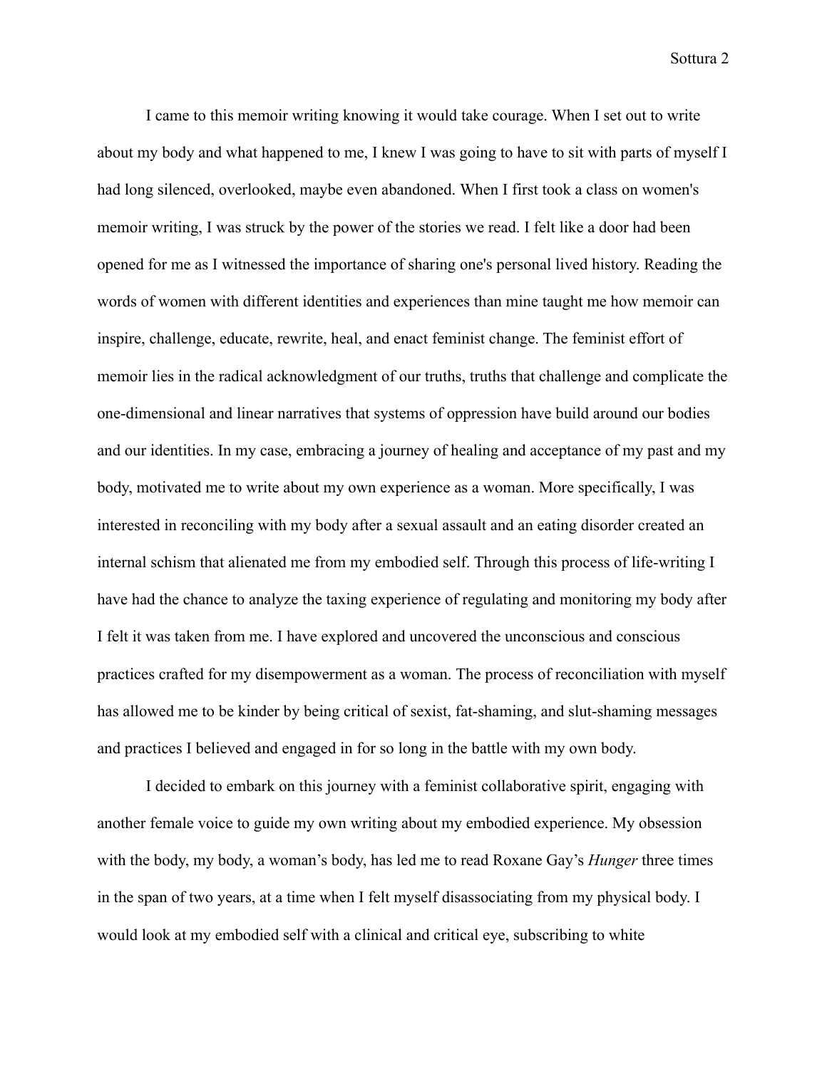I came to this memoir writing knowing it would take courage. When I set out to write about my body and what happened to me, I knew I was going to have to sit with parts of myself I had long silenced, overlooked, maybe even abandoned. When I first took a class on women's memoir writing, I was struck by the power of the stories we read. I felt like a door had been opened for me as I witnessed the importance of sharing one's personal lived history. Reading the words of women with different identities and experiences than mine taught me how memoir can inspire, challenge, educate, rewrite, heal, and enact feminist change. The feminist effort of memoir lies in the radical acknowledgment of our truths, truths that challenge and complicate the one-dimensional and linear narratives that systems of oppression have build around our bodies and our identities. In my case, embracing a journey of healing and acceptance of my past and my body, motivated me to write about my own experience as a woman. More specifically, I was interested in reconciling with my body after a sexual assault and an eating disorder created an internal schism that alienated me from my embodied self. Through this process of life-writing I have had the chance to analyze the taxing experience of regulating and monitoring my body after I felt it was taken from me. I have explored and uncovered the unconscious and conscious practices crafted for my disempowerment as a woman. The process of reconciliation with myself has allowed me to be kinder by being critical of sexist, fat-shaming, and slut-shaming messages and practices I believed and engaged in for so long in the battle with my own body.

I decided to embark on this journey with a feminist collaborative spirit, engaging with another female voice to guide my own writing about my embodied experience. My obsession with the body, my body, a woman's body, has led me to read Roxane Gay's *Hunger* three times in the span of two years, at a time when I felt myself disassociating from my physical body. I would look at my embodied self with a clinical and critical eye, subscribing to white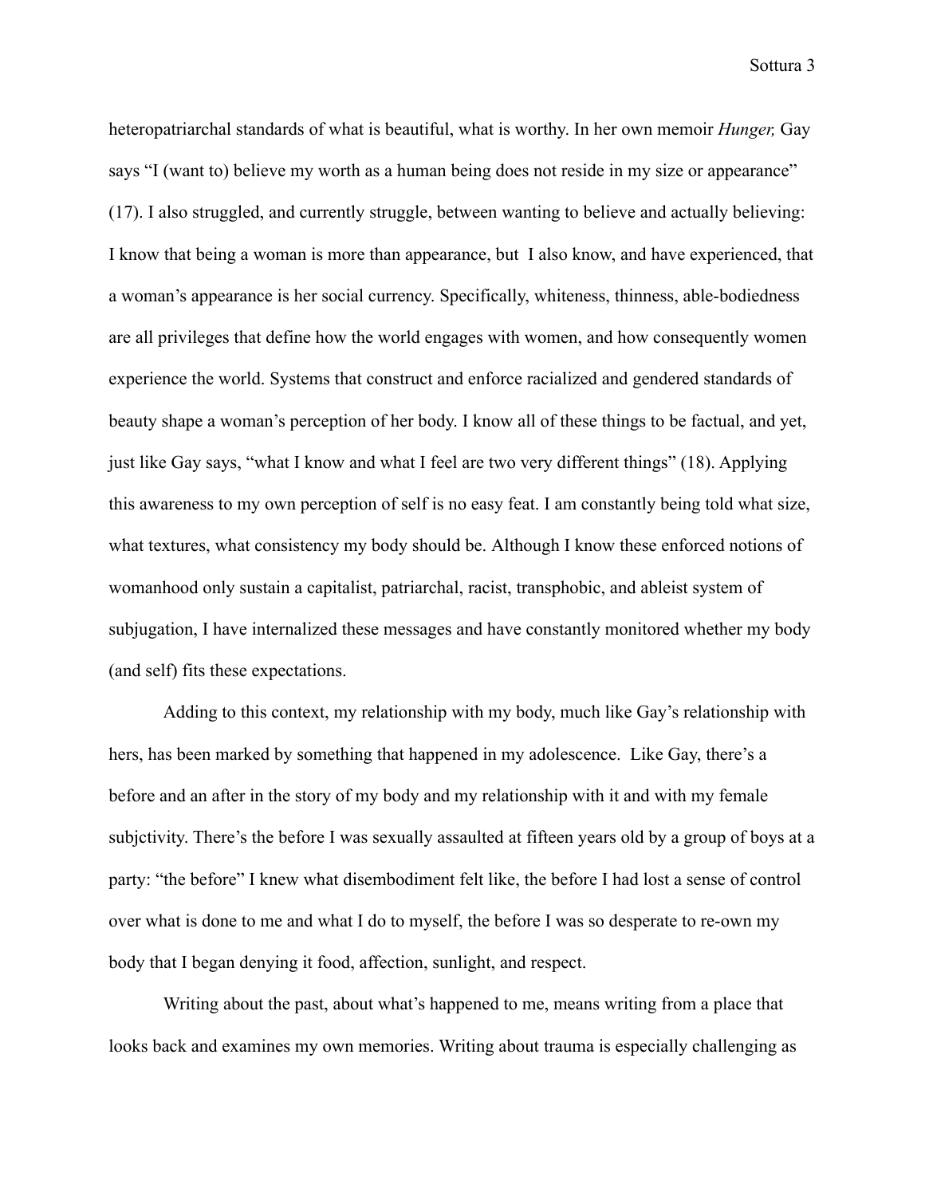heteropatriarchal standards of what is beautiful, what is worthy. In her own memoir *Hunger,* Gay says "I (want to) believe my worth as a human being does not reside in my size or appearance" (17). I also struggled, and currently struggle, between wanting to believe and actually believing: I know that being a woman is more than appearance, but I also know, and have experienced, that a woman's appearance is her social currency. Specifically, whiteness, thinness, able-bodiedness are all privileges that define how the world engages with women, and how consequently women experience the world. Systems that construct and enforce racialized and gendered standards of beauty shape a woman's perception of her body. I know all of these things to be factual, and yet, just like Gay says, "what I know and what I feel are two very different things" (18). Applying this awareness to my own perception of self is no easy feat. I am constantly being told what size, what textures, what consistency my body should be. Although I know these enforced notions of womanhood only sustain a capitalist, patriarchal, racist, transphobic, and ableist system of subjugation, I have internalized these messages and have constantly monitored whether my body (and self) fits these expectations.

Adding to this context, my relationship with my body, much like Gay's relationship with hers, has been marked by something that happened in my adolescence. Like Gay, there's a before and an after in the story of my body and my relationship with it and with my female subjctivity. There's the before I was sexually assaulted at fifteen years old by a group of boys at a party: "the before" I knew what disembodiment felt like, the before I had lost a sense of control over what is done to me and what I do to myself, the before I was so desperate to re-own my body that I began denying it food, affection, sunlight, and respect.

Writing about the past, about what's happened to me, means writing from a place that looks back and examines my own memories. Writing about trauma is especially challenging as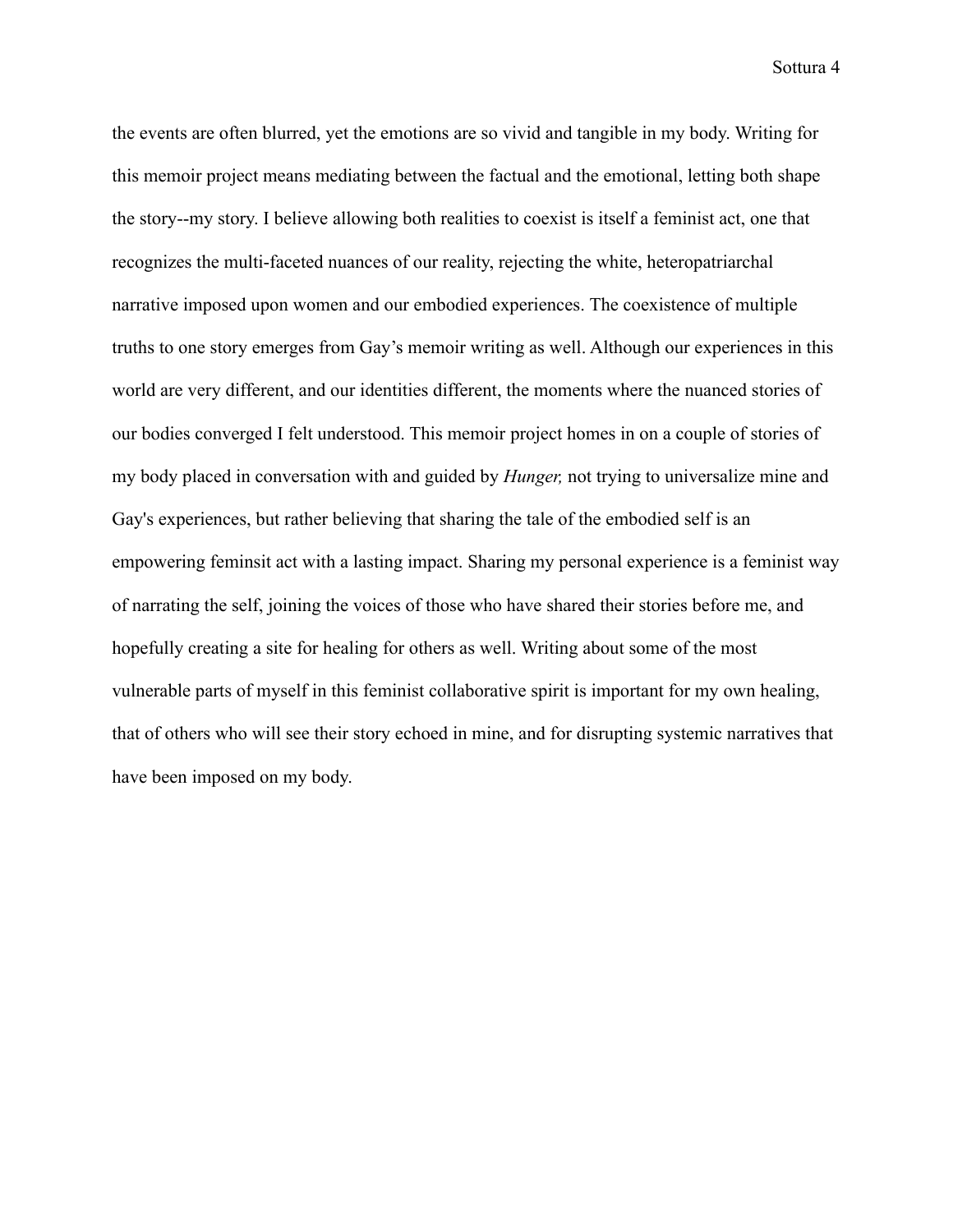the events are often blurred, yet the emotions are so vivid and tangible in my body. Writing for this memoir project means mediating between the factual and the emotional, letting both shape the story--my story. I believe allowing both realities to coexist is itself a feminist act, one that recognizes the multi-faceted nuances of our reality, rejecting the white, heteropatriarchal narrative imposed upon women and our embodied experiences. The coexistence of multiple truths to one story emerges from Gay's memoir writing as well. Although our experiences in this world are very different, and our identities different, the moments where the nuanced stories of our bodies converged I felt understood. This memoir project homes in on a couple of stories of my body placed in conversation with and guided by *Hunger,* not trying to universalize mine and Gay's experiences, but rather believing that sharing the tale of the embodied self is an empowering feminsit act with a lasting impact. Sharing my personal experience is a feminist way of narrating the self, joining the voices of those who have shared their stories before me, and hopefully creating a site for healing for others as well. Writing about some of the most vulnerable parts of myself in this feminist collaborative spirit is important for my own healing, that of others who will see their story echoed in mine, and for disrupting systemic narratives that have been imposed on my body.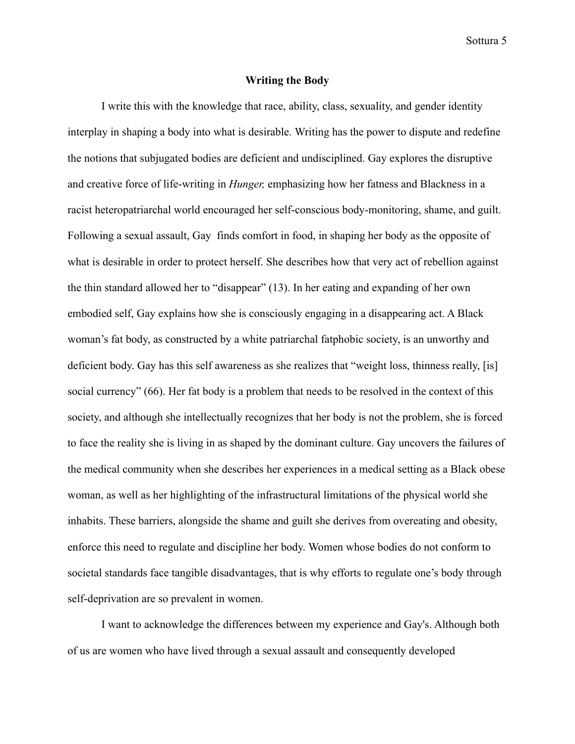## Writing the Body

I write this with the knowledge that race, ability, class, sexuality, and gender identity interplay in shaping a body into what is desirable. Writing has the power to dispute and redefine the notions that subjugated bodies are deficient and undisciplined. Gay explores the disruptive and creative force of life-writing in *Hunger,* emphasizing how her fatness and Blackness in a racist heteropatriarchal world encouraged her self-conscious body-monitoring, shame, and guilt. Following a sexual assault, Gay  finds comfort in food, in shaping her body as the opposite of what is desirable in order to protect herself. She describes how that very act of rebellion against the thin standard allowed her to "disappear" (13). In her eating and expanding of her own embodied self, Gay explains how she is consciously engaging in a disappearing act. A Black woman's fat body, as constructed by a white patriarchal fatphobic society, is an unworthy and deficient body. Gay has this self awareness as she realizes that "weight loss, thinness really, [is] social currency" (66). Her fat body is a problem that needs to be resolved in the context of this society, and although she intellectually recognizes that her body is not the problem, she is forced to face the reality she is living in as shaped by the dominant culture. Gay uncovers the failures of the medical community when she describes her experiences in a medical setting as a Black obese woman, as well as her highlighting of the infrastructural limitations of the physical world she inhabits. These barriers, alongside the shame and guilt she derives from overeating and obesity, enforce this need to regulate and discipline her body. Women whose bodies do not conform to societal standards face tangible disadvantages, that is why efforts to regulate one's body through self-deprivation are so prevalent in women.

I want to acknowledge the differences between my experience and Gay's. Although both of us are women who have lived through a sexual assault and consequently developed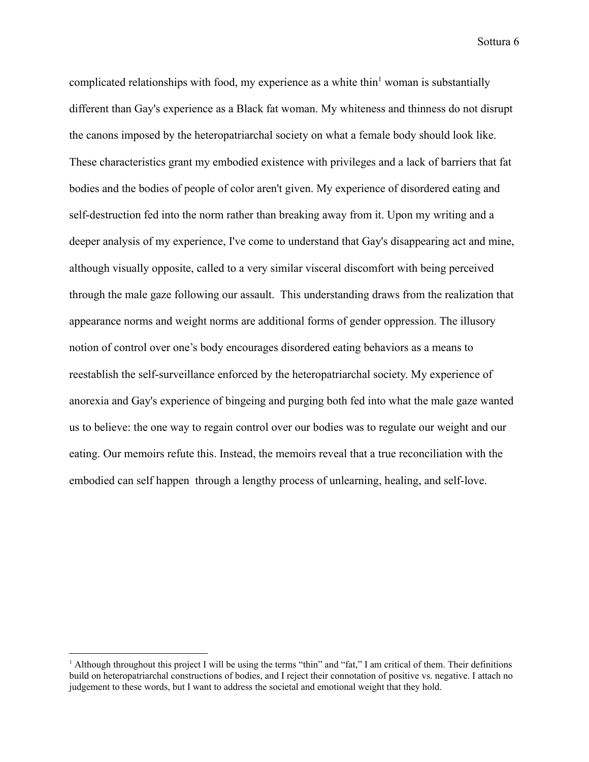complicated relationships with food, my experience as a white thin[1] woman is substantially different than Gay's experience as a Black fat woman. My whiteness and thinness do not disrupt the canons imposed by the heteropatriarchal society on what a female body should look like. These characteristics grant my embodied existence with privileges and a lack of barriers that fat bodies and the bodies of people of color aren't given. My experience of disordered eating and self-destruction fed into the norm rather than breaking away from it. Upon my writing and a deeper analysis of my experience, I've come to understand that Gay's disappearing act and mine, although visually opposite, called to a very similar visceral discomfort with being perceived through the male gaze following our assault. This understanding draws from the realization that appearance norms and weight norms are additional forms of gender oppression. The illusory notion of control over one's body encourages disordered eating behaviors as a means to reestablish the self-surveillance enforced by the heteropatriarchal society. My experience of anorexia and Gay's experience of bingeing and purging both fed into what the male gaze wanted us to believe: the one way to regain control over our bodies was to regulate our weight and our eating. Our memoirs refute this. Instead, the memoirs reveal that a true reconciliation with the embodied can self happen through a lengthy process of unlearning, healing, and self-love.

[1] Although throughout this project I will be using the terms "thin" and "fat," I am critical of them. Their definitions build on heteropatriarchal constructions of bodies, and I reject their connotation of positive vs. negative. I attach no judgement to these words, but I want to address the societal and emotional weight that they hold.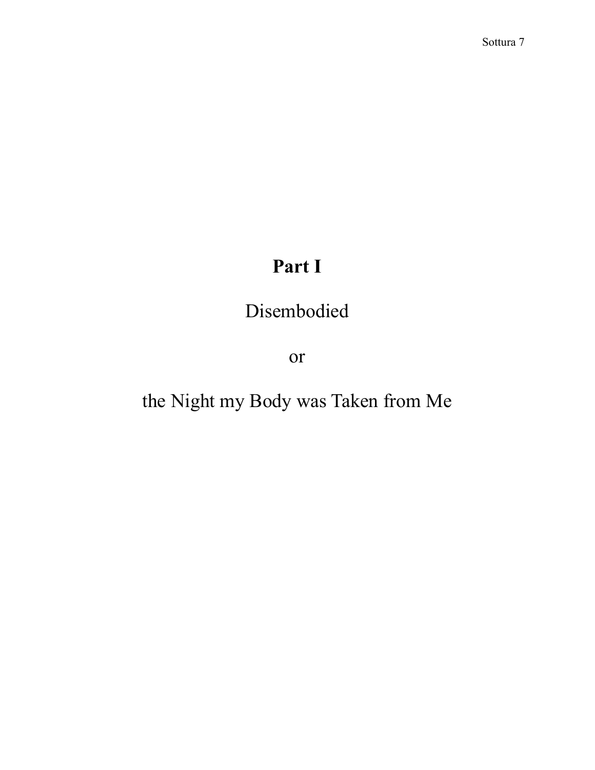# Part I

Disembodied

or

the Night my Body was Taken from Me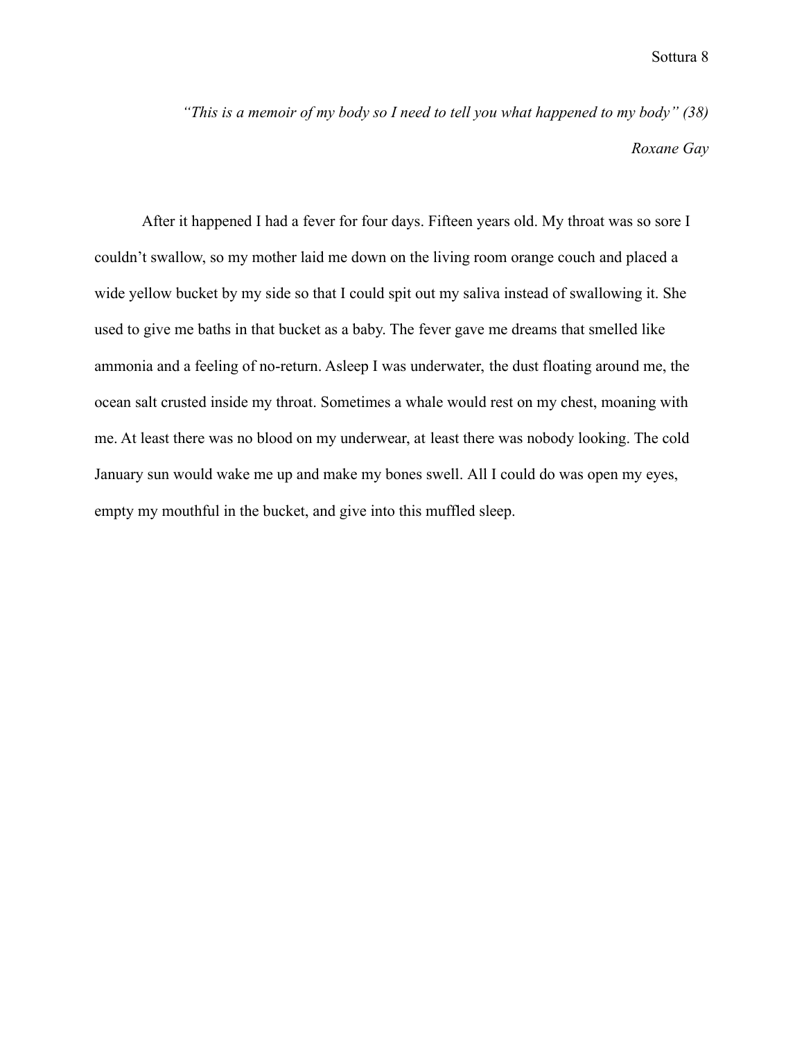*"This is a memoir of my body so I need to tell you what happened to my body" (38)*

*Roxane Gay*

After it happened I had a fever for four days. Fifteen years old. My throat was so sore I couldn't swallow, so my mother laid me down on the living room orange couch and placed a wide yellow bucket by my side so that I could spit out my saliva instead of swallowing it. She used to give me baths in that bucket as a baby. The fever gave me dreams that smelled like ammonia and a feeling of no-return. Asleep I was underwater, the dust floating around me, the ocean salt crusted inside my throat. Sometimes a whale would rest on my chest, moaning with me. At least there was no blood on my underwear, at least there was nobody looking. The cold January sun would wake me up and make my bones swell. All I could do was open my eyes, empty my mouthful in the bucket, and give into this muffled sleep.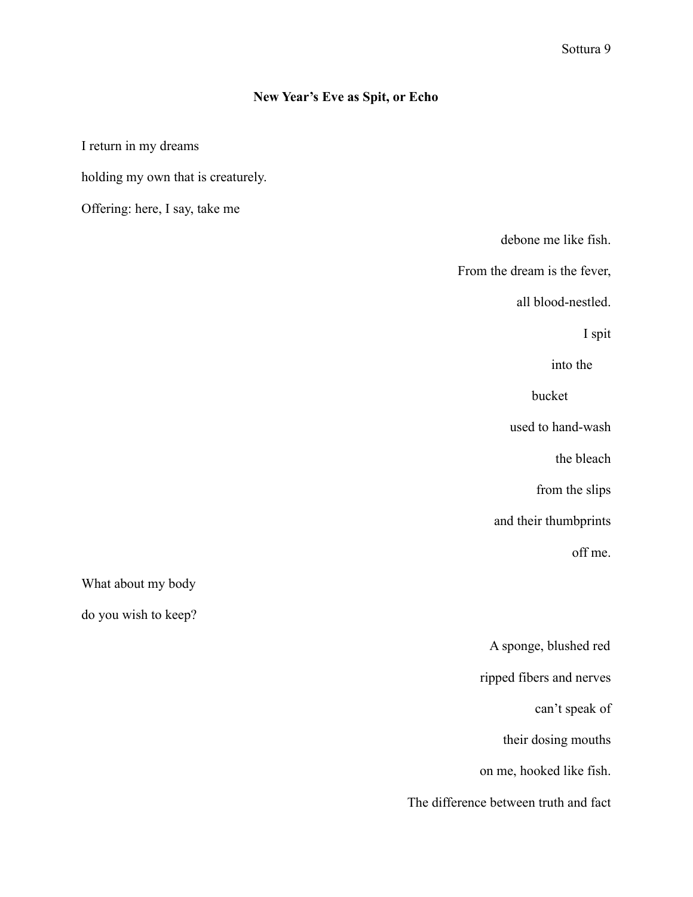**New Year's Eve as Spit, or Echo**

I return in my dreams

holding my own that is creaturely.

Offering: here, I say, take me

debone me like fish.

From the dream is the fever,

all blood-nestled.

I spit

into the

bucket

used to hand-wash

the bleach

from the slips

and their thumbprints

off me.

What about my body

do you wish to keep?

A sponge, blushed red

ripped fibers and nerves

can't speak of

their dosing mouths

on me, hooked like fish.

The difference between truth and fact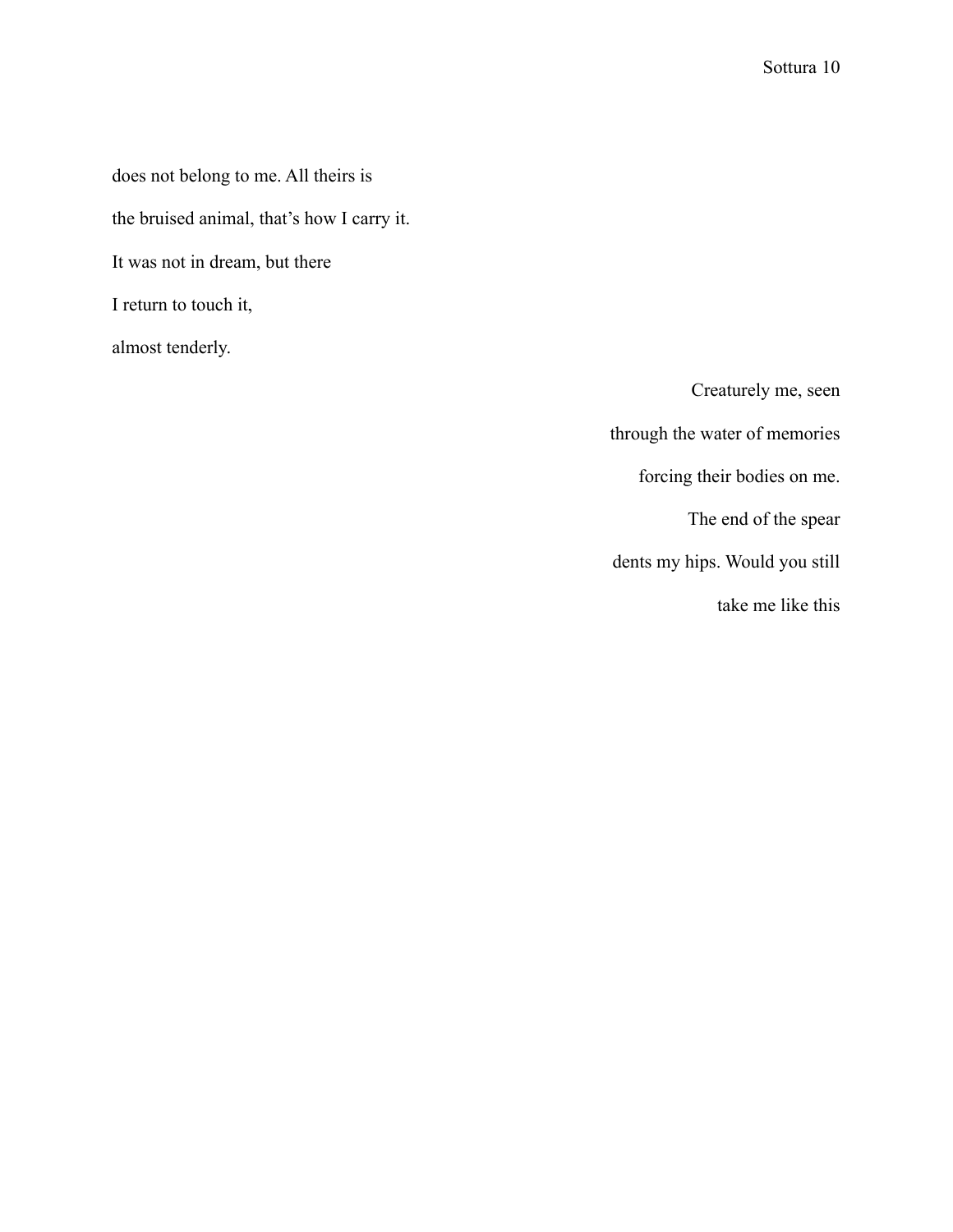does not belong to me. All theirs is

the bruised animal, that's how I carry it.

It was not in dream, but there

I return to touch it,

almost tenderly.

Creaturely me, seen

through the water of memories

forcing their bodies on me.

The end of the spear

dents my hips. Would you still

take me like this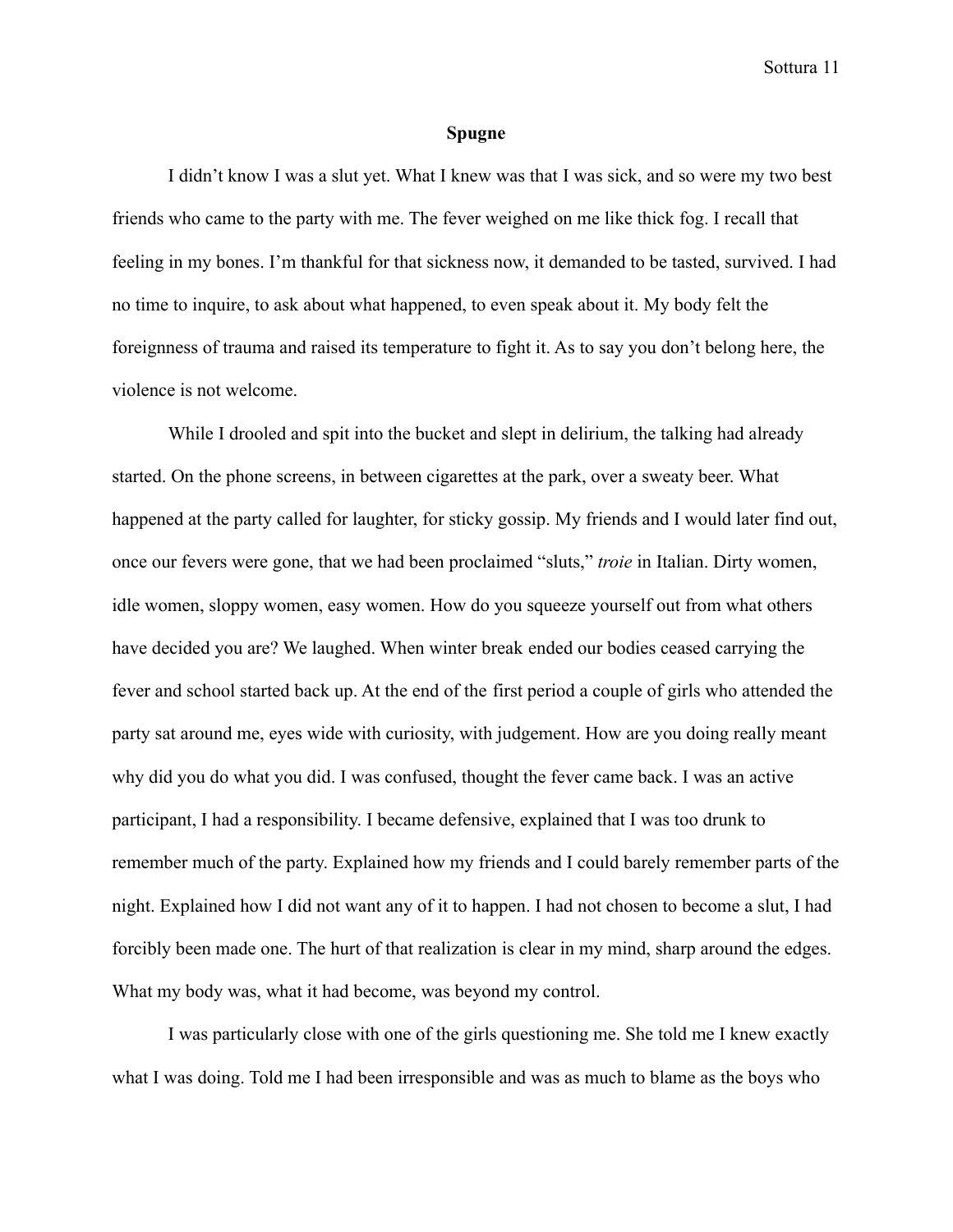## Spugne

I didn't know I was a slut yet. What I knew was that I was sick, and so were my two best friends who came to the party with me. The fever weighed on me like thick fog. I recall that feeling in my bones. I'm thankful for that sickness now, it demanded to be tasted, survived. I had no time to inquire, to ask about what happened, to even speak about it. My body felt the foreignness of trauma and raised its temperature to fight it. As to say you don't belong here, the violence is not welcome.

While I drooled and spit into the bucket and slept in delirium, the talking had already started. On the phone screens, in between cigarettes at the park, over a sweaty beer. What happened at the party called for laughter, for sticky gossip. My friends and I would later find out, once our fevers were gone, that we had been proclaimed "sluts," *troie* in Italian. Dirty women, idle women, sloppy women, easy women. How do you squeeze yourself out from what others have decided you are? We laughed. When winter break ended our bodies ceased carrying the fever and school started back up. At the end of the first period a couple of girls who attended the party sat around me, eyes wide with curiosity, with judgement. How are you doing really meant why did you do what you did. I was confused, thought the fever came back. I was an active participant, I had a responsibility. I became defensive, explained that I was too drunk to remember much of the party. Explained how my friends and I could barely remember parts of the night. Explained how I did not want any of it to happen. I had not chosen to become a slut, I had forcibly been made one. The hurt of that realization is clear in my mind, sharp around the edges. What my body was, what it had become, was beyond my control.

I was particularly close with one of the girls questioning me. She told me I knew exactly what I was doing. Told me I had been irresponsible and was as much to blame as the boys who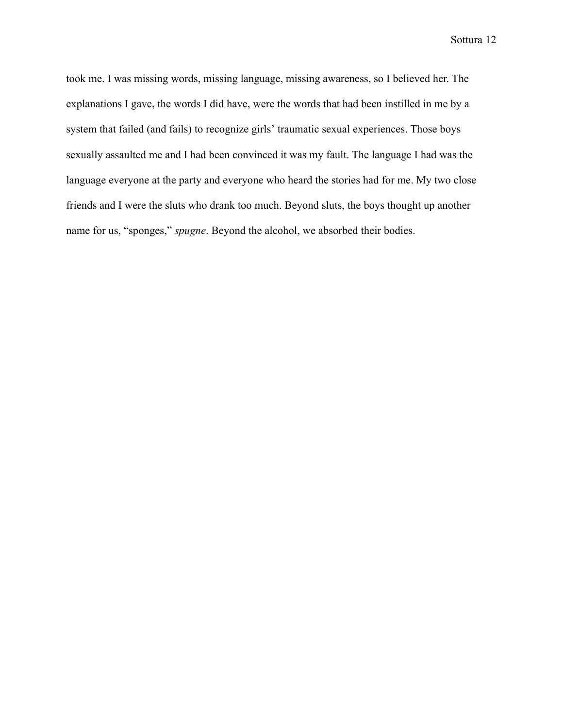took me. I was missing words, missing language, missing awareness, so I believed her. The explanations I gave, the words I did have, were the words that had been instilled in me by a system that failed (and fails) to recognize girls' traumatic sexual experiences. Those boys sexually assaulted me and I had been convinced it was my fault. The language I had was the language everyone at the party and everyone who heard the stories had for me. My two close friends and I were the sluts who drank too much. Beyond sluts, the boys thought up another name for us, "sponges," *spugne*. Beyond the alcohol, we absorbed their bodies.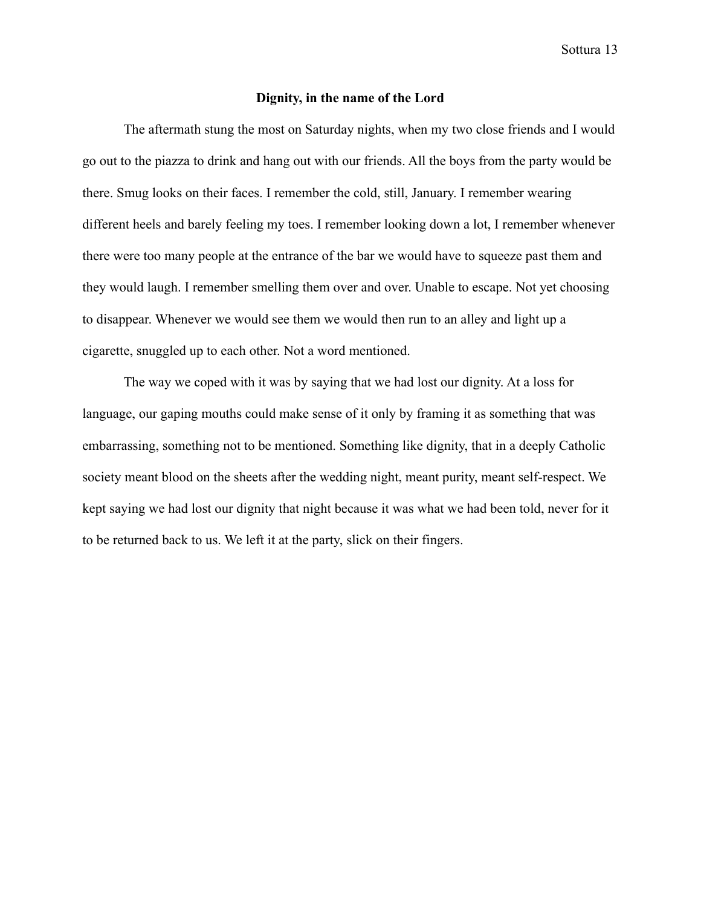## Dignity, in the name of the Lord

The aftermath stung the most on Saturday nights, when my two close friends and I would go out to the piazza to drink and hang out with our friends. All the boys from the party would be there. Smug looks on their faces. I remember the cold, still, January. I remember wearing different heels and barely feeling my toes. I remember looking down a lot, I remember whenever there were too many people at the entrance of the bar we would have to squeeze past them and they would laugh. I remember smelling them over and over. Unable to escape. Not yet choosing to disappear. Whenever we would see them we would then run to an alley and light up a cigarette, snuggled up to each other. Not a word mentioned.

The way we coped with it was by saying that we had lost our dignity. At a loss for language, our gaping mouths could make sense of it only by framing it as something that was embarrassing, something not to be mentioned. Something like dignity, that in a deeply Catholic society meant blood on the sheets after the wedding night, meant purity, meant self-respect. We kept saying we had lost our dignity that night because it was what we had been told, never for it to be returned back to us. We left it at the party, slick on their fingers.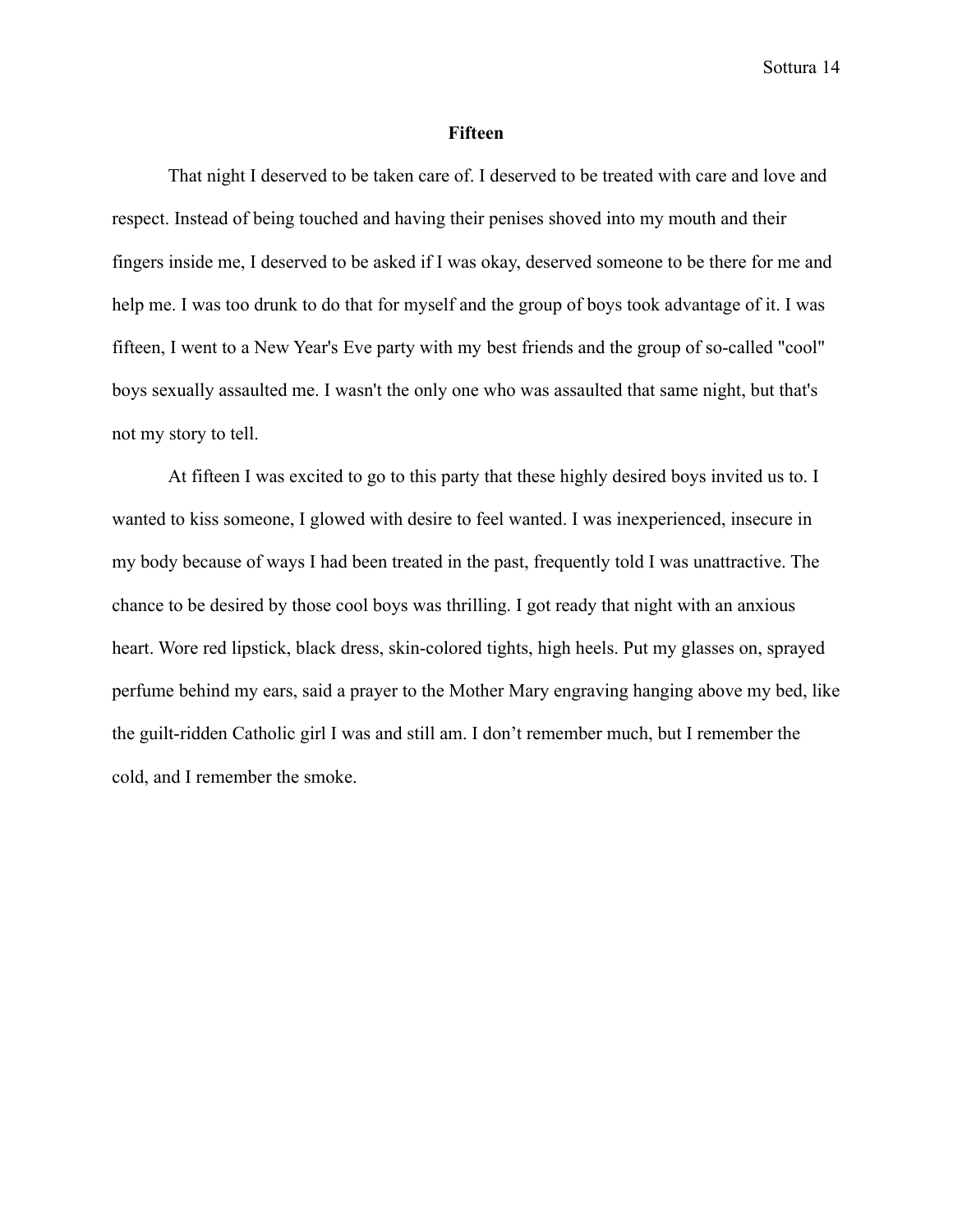**Fifteen**

That night I deserved to be taken care of. I deserved to be treated with care and love and respect. Instead of being touched and having their penises shoved into my mouth and their fingers inside me, I deserved to be asked if I was okay, deserved someone to be there for me and help me. I was too drunk to do that for myself and the group of boys took advantage of it. I was fifteen, I went to a New Year's Eve party with my best friends and the group of so-called "cool" boys sexually assaulted me. I wasn't the only one who was assaulted that same night, but that's not my story to tell.

At fifteen I was excited to go to this party that these highly desired boys invited us to. I wanted to kiss someone, I glowed with desire to feel wanted. I was inexperienced, insecure in my body because of ways I had been treated in the past, frequently told I was unattractive. The chance to be desired by those cool boys was thrilling. I got ready that night with an anxious heart. Wore red lipstick, black dress, skin-colored tights, high heels. Put my glasses on, sprayed perfume behind my ears, said a prayer to the Mother Mary engraving hanging above my bed, like the guilt-ridden Catholic girl I was and still am. I don't remember much, but I remember the cold, and I remember the smoke.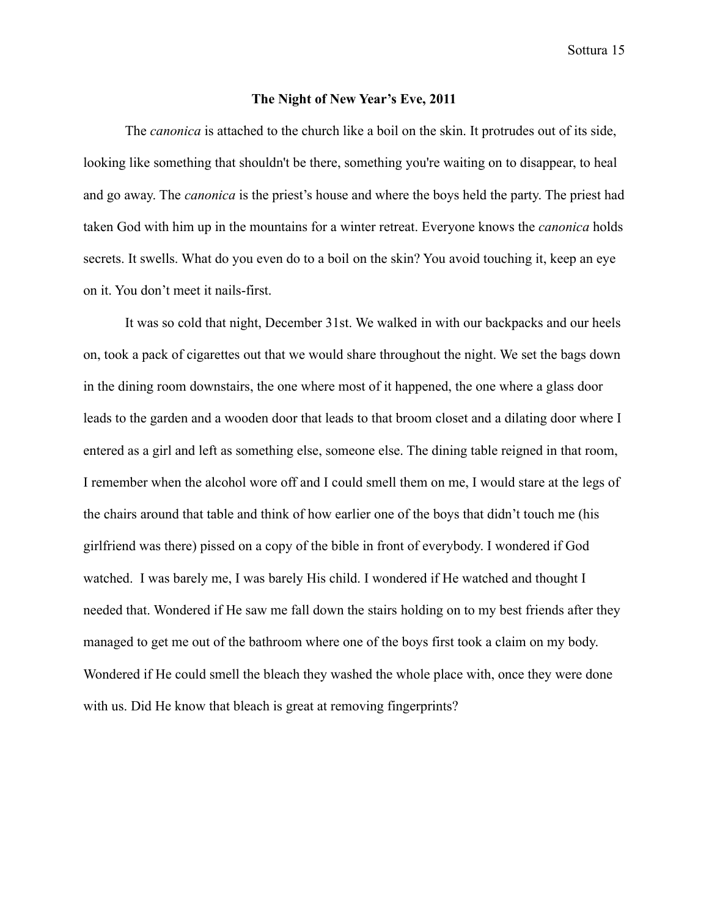**The Night of New Year's Eve, 2011**

The *canonica* is attached to the church like a boil on the skin. It protrudes out of its side, looking like something that shouldn't be there, something you're waiting on to disappear, to heal and go away. The *canonica* is the priest's house and where the boys held the party. The priest had taken God with him up in the mountains for a winter retreat. Everyone knows the *canonica* holds secrets. It swells. What do you even do to a boil on the skin? You avoid touching it, keep an eye on it. You don't meet it nails-first.

It was so cold that night, December 31st. We walked in with our backpacks and our heels on, took a pack of cigarettes out that we would share throughout the night. We set the bags down in the dining room downstairs, the one where most of it happened, the one where a glass door leads to the garden and a wooden door that leads to that broom closet and a dilating door where I entered as a girl and left as something else, someone else. The dining table reigned in that room, I remember when the alcohol wore off and I could smell them on me, I would stare at the legs of the chairs around that table and think of how earlier one of the boys that didn't touch me (his girlfriend was there) pissed on a copy of the bible in front of everybody. I wondered if God watched.  I was barely me, I was barely His child. I wondered if He watched and thought I needed that. Wondered if He saw me fall down the stairs holding on to my best friends after they managed to get me out of the bathroom where one of the boys first took a claim on my body. Wondered if He could smell the bleach they washed the whole place with, once they were done with us. Did He know that bleach is great at removing fingerprints?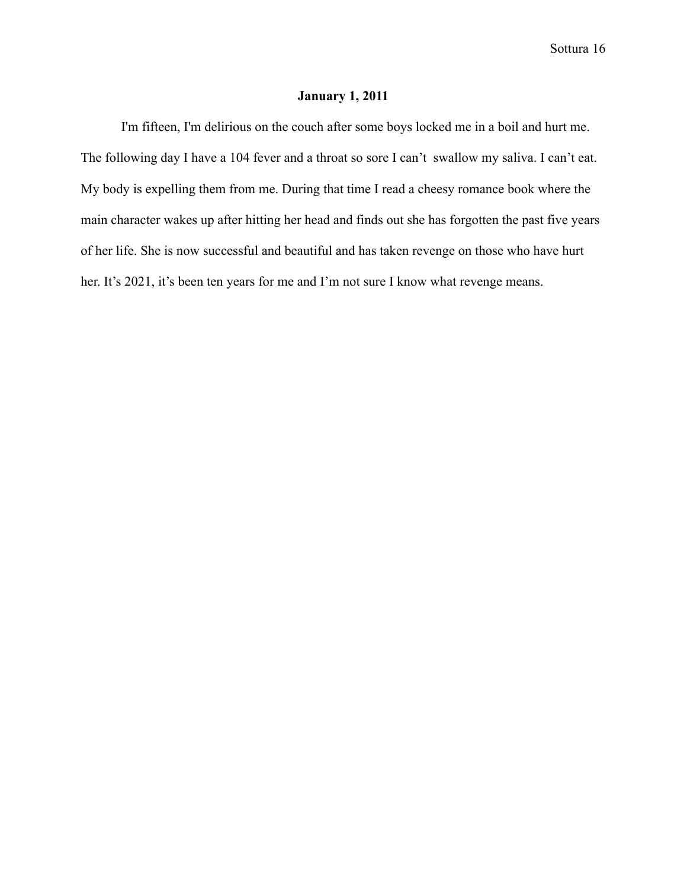**January 1, 2011**

I'm fifteen, I'm delirious on the couch after some boys locked me in a boil and hurt me. The following day I have a 104 fever and a throat so sore I can't  swallow my saliva. I can't eat. My body is expelling them from me. During that time I read a cheesy romance book where the main character wakes up after hitting her head and finds out she has forgotten the past five years of her life. She is now successful and beautiful and has taken revenge on those who have hurt her. It's 2021, it's been ten years for me and I'm not sure I know what revenge means.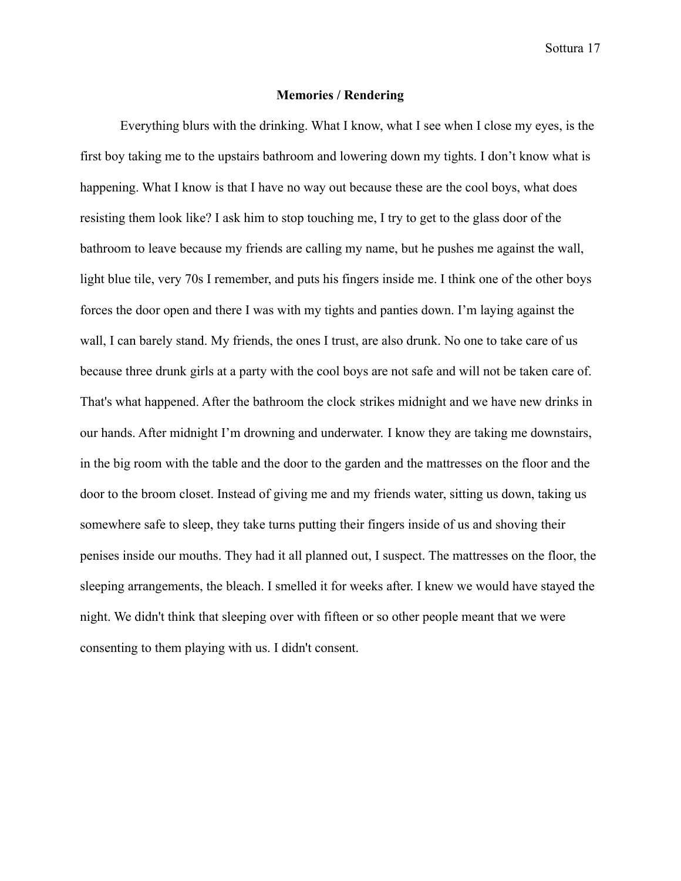**Memories / Rendering**

Everything blurs with the drinking. What I know, what I see when I close my eyes, is the first boy taking me to the upstairs bathroom and lowering down my tights. I don't know what is happening. What I know is that I have no way out because these are the cool boys, what does resisting them look like? I ask him to stop touching me, I try to get to the glass door of the bathroom to leave because my friends are calling my name, but he pushes me against the wall, light blue tile, very 70s I remember, and puts his fingers inside me. I think one of the other boys forces the door open and there I was with my tights and panties down. I'm laying against the wall, I can barely stand. My friends, the ones I trust, are also drunk. No one to take care of us because three drunk girls at a party with the cool boys are not safe and will not be taken care of. That's what happened. After the bathroom the clock strikes midnight and we have new drinks in our hands. After midnight I'm drowning and underwater. I know they are taking me downstairs, in the big room with the table and the door to the garden and the mattresses on the floor and the door to the broom closet. Instead of giving me and my friends water, sitting us down, taking us somewhere safe to sleep, they take turns putting their fingers inside of us and shoving their penises inside our mouths. They had it all planned out, I suspect. The mattresses on the floor, the sleeping arrangements, the bleach. I smelled it for weeks after. I knew we would have stayed the night. We didn't think that sleeping over with fifteen or so other people meant that we were consenting to them playing with us. I didn't consent.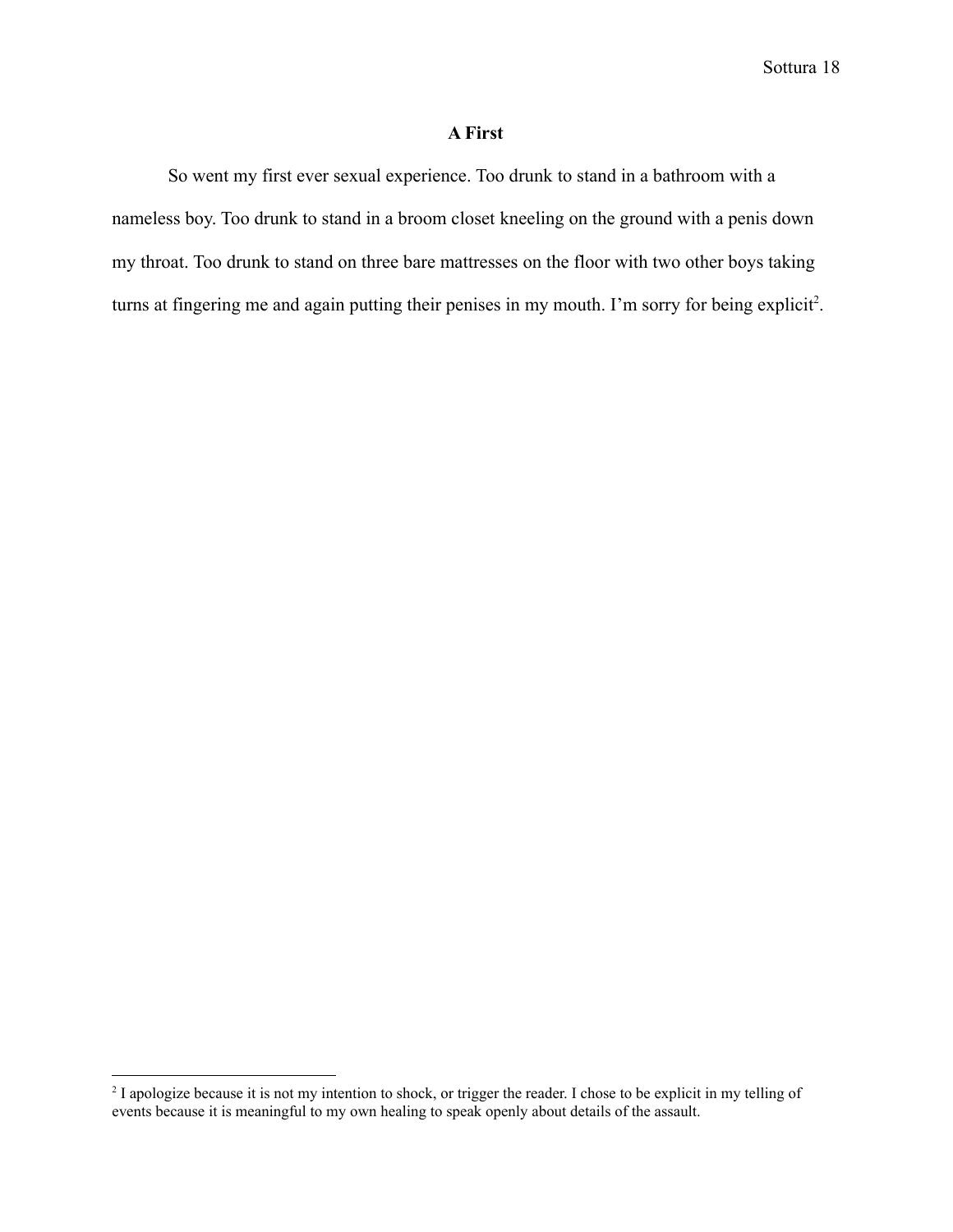**A First**

So went my first ever sexual experience. Too drunk to stand in a bathroom with a nameless boy. Too drunk to stand in a broom closet kneeling on the ground with a penis down my throat. Too drunk to stand on three bare mattresses on the floor with two other boys taking turns at fingering me and again putting their penises in my mouth. I'm sorry for being explicit[2].

[2] I apologize because it is not my intention to shock, or trigger the reader. I chose to be explicit in my telling of events because it is meaningful to my own healing to speak openly about details of the assault.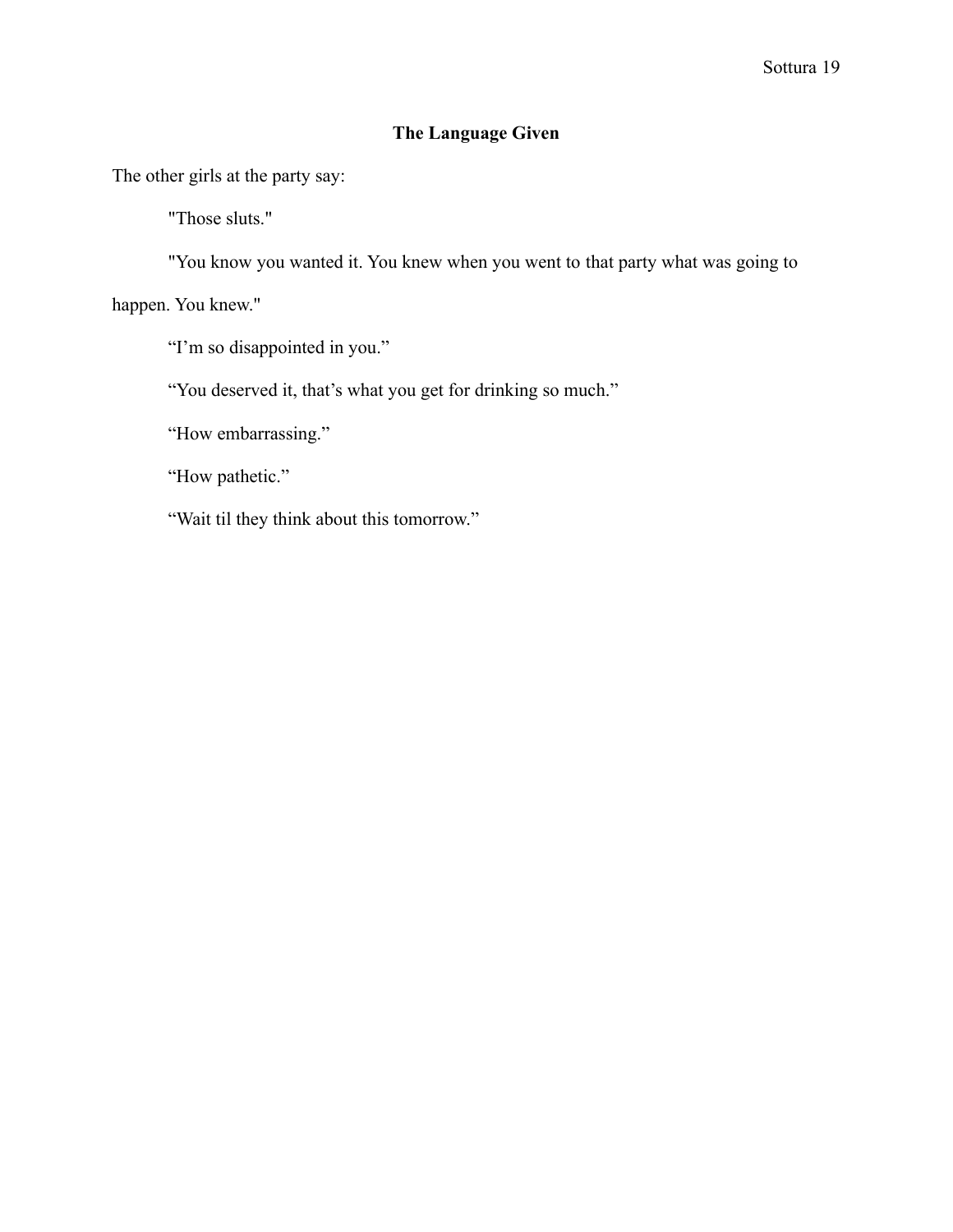## The Language Given

The other girls at the party say:

"Those sluts."

"You know you wanted it. You knew when you went to that party what was going to happen. You knew."

“I’m so disappointed in you.”

“You deserved it, that’s what you get for drinking so much.”

“How embarrassing.”

“How pathetic.”

“Wait til they think about this tomorrow.”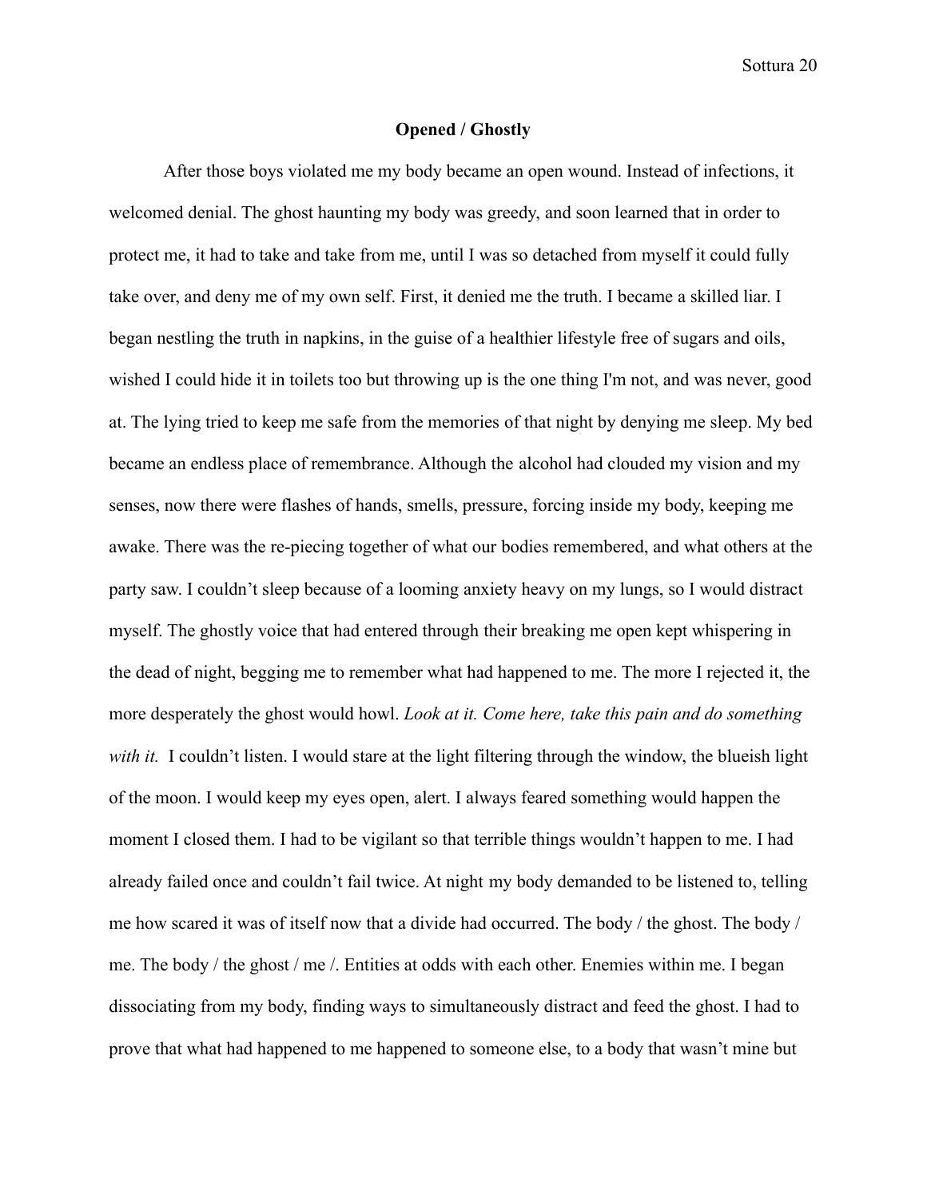**Opened / Ghostly**

After those boys violated me my body became an open wound. Instead of infections, it welcomed denial. The ghost haunting my body was greedy, and soon learned that in order to protect me, it had to take and take from me, until I was so detached from myself it could fully take over, and deny me of my own self. First, it denied me the truth. I became a skilled liar. I began nestling the truth in napkins, in the guise of a healthier lifestyle free of sugars and oils, wished I could hide it in toilets too but throwing up is the one thing I'm not, and was never, good at. The lying tried to keep me safe from the memories of that night by denying me sleep. My bed became an endless place of remembrance. Although the alcohol had clouded my vision and my senses, now there were flashes of hands, smells, pressure, forcing inside my body, keeping me awake. There was the re-piecing together of what our bodies remembered, and what others at the party saw. I couldn't sleep because of a looming anxiety heavy on my lungs, so I would distract myself. The ghostly voice that had entered through their breaking me open kept whispering in the dead of night, begging me to remember what had happened to me. The more I rejected it, the more desperately the ghost would howl. *Look at it. Come here, take this pain and do something with it.* I couldn't listen. I would stare at the light filtering through the window, the blueish light of the moon. I would keep my eyes open, alert. I always feared something would happen the moment I closed them. I had to be vigilant so that terrible things wouldn't happen to me. I had already failed once and couldn't fail twice. At night my body demanded to be listened to, telling me how scared it was of itself now that a divide had occurred. The body / the ghost. The body / me. The body / the ghost / me /. Entities at odds with each other. Enemies within me. I began dissociating from my body, finding ways to simultaneously distract and feed the ghost. I had to prove that what had happened to me happened to someone else, to a body that wasn't mine but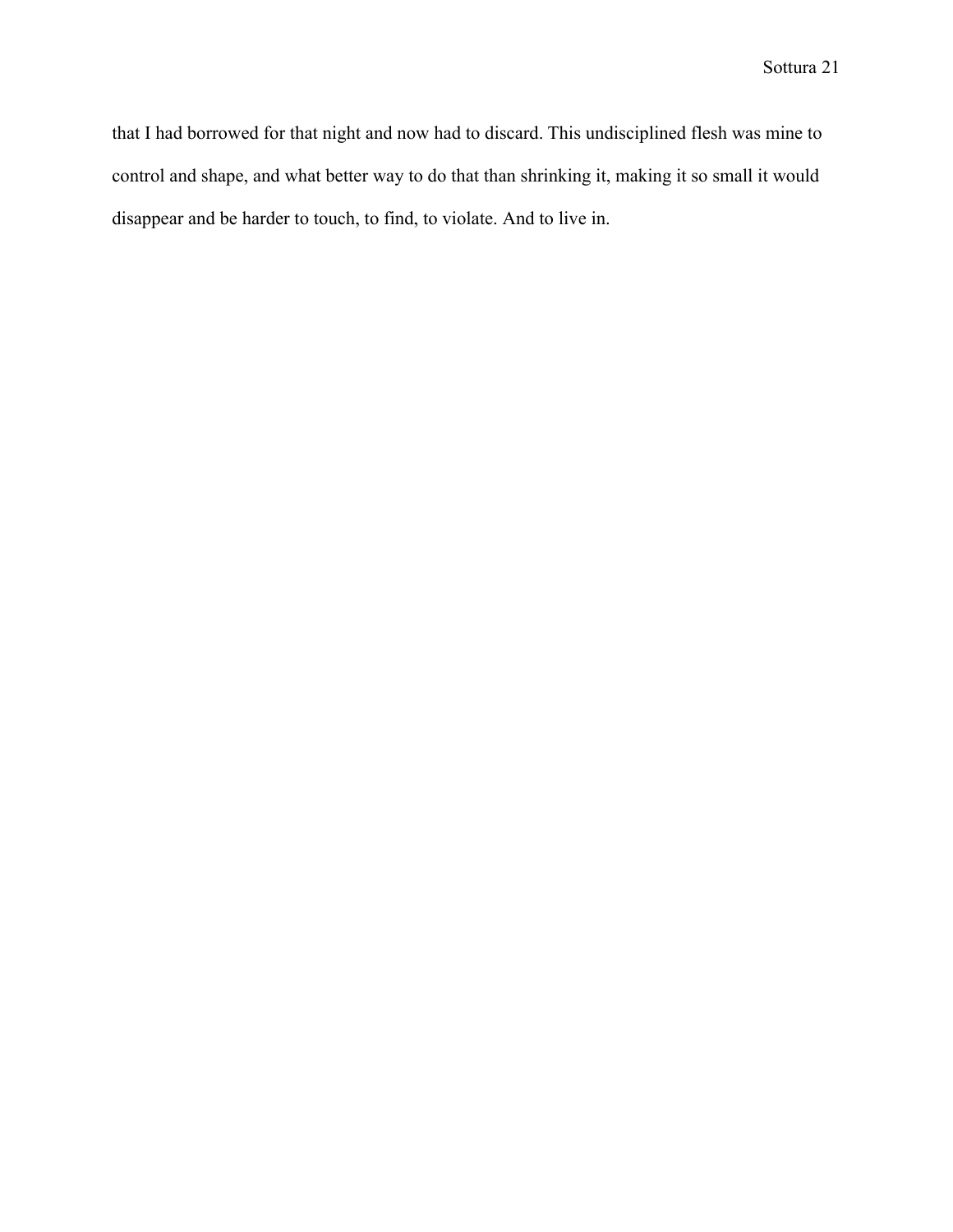that I had borrowed for that night and now had to discard. This undisciplined flesh was mine to control and shape, and what better way to do that than shrinking it, making it so small it would disappear and be harder to touch, to find, to violate. And to live in.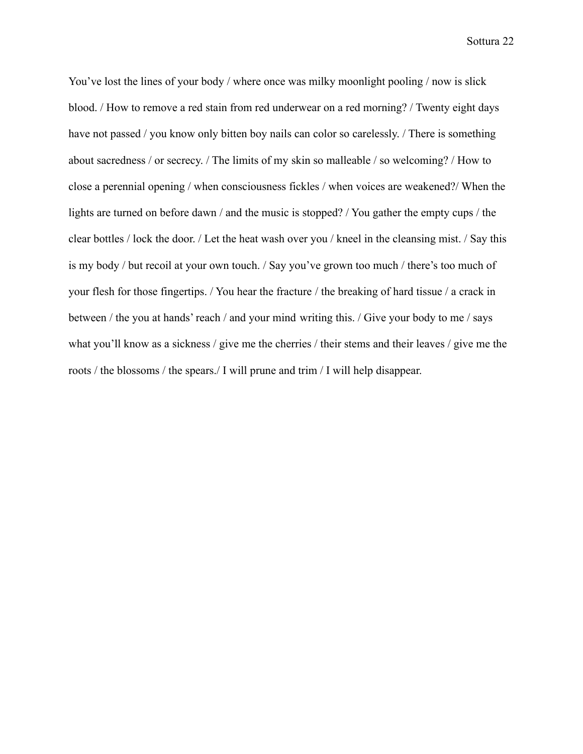You've lost the lines of your body / where once was milky moonlight pooling / now is slick blood. / How to remove a red stain from red underwear on a red morning? / Twenty eight days have not passed / you know only bitten boy nails can color so carelessly. / There is something about sacredness / or secrecy. / The limits of my skin so malleable / so welcoming? / How to close a perennial opening / when consciousness fickles / when voices are weakened?/ When the lights are turned on before dawn / and the music is stopped? / You gather the empty cups / the clear bottles / lock the door. / Let the heat wash over you / kneel in the cleansing mist. / Say this is my body / but recoil at your own touch. / Say you've grown too much / there's too much of your flesh for those fingertips. / You hear the fracture / the breaking of hard tissue / a crack in between / the you at hands' reach / and your mind writing this. / Give your body to me / says what you'll know as a sickness / give me the cherries / their stems and their leaves / give me the roots / the blossoms / the spears./ I will prune and trim / I will help disappear.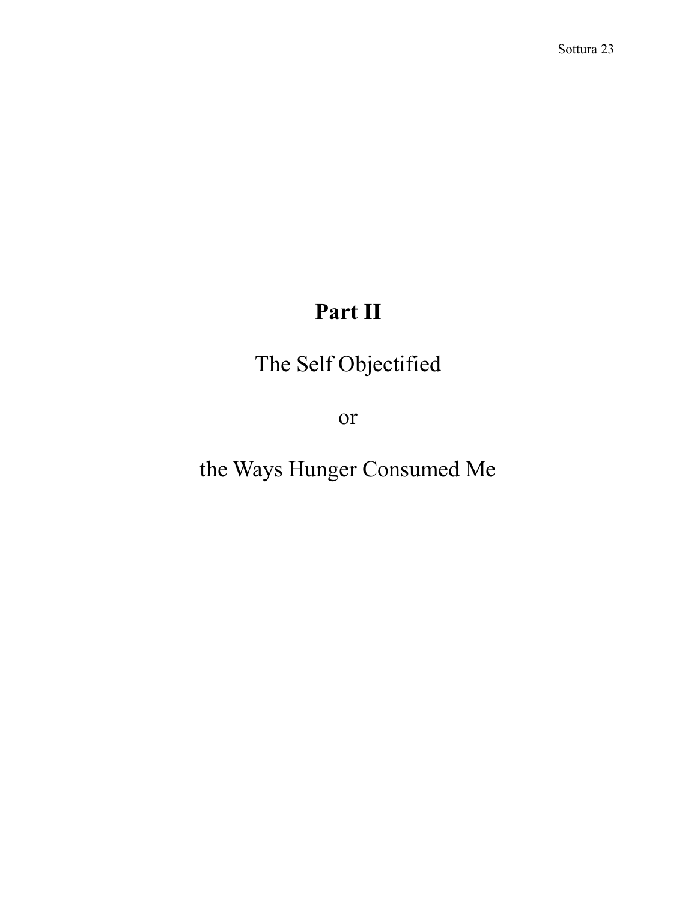# Part II

## The Self Objectified

or

## the Ways Hunger Consumed Me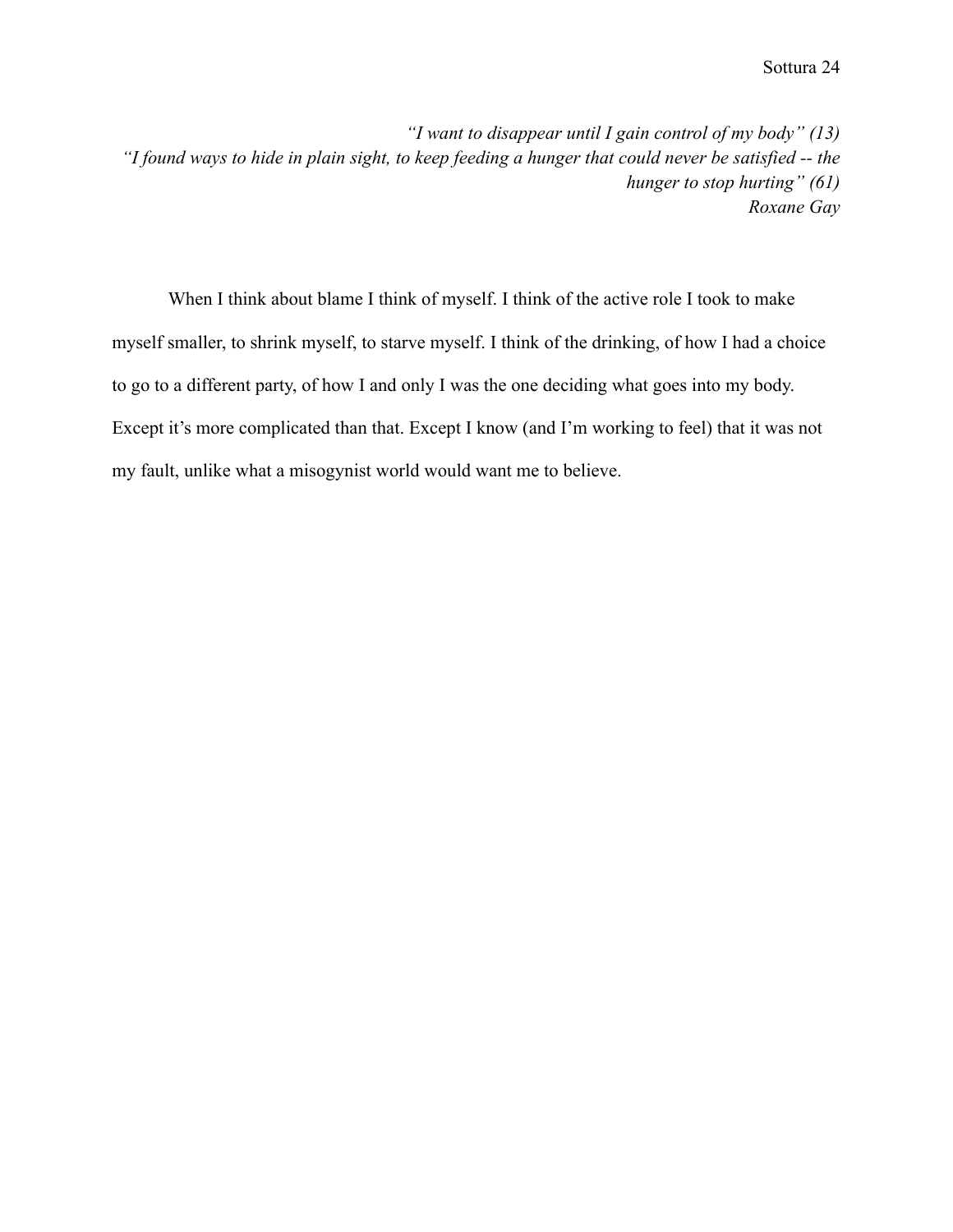*"I want to disappear until I gain control of my body" (13)*
*"I found ways to hide in plain sight, to keep feeding a hunger that could never be satisfied -- the hunger to stop hurting" (61)*
*Roxane Gay*

When I think about blame I think of myself. I think of the active role I took to make myself smaller, to shrink myself, to starve myself. I think of the drinking, of how I had a choice to go to a different party, of how I and only I was the one deciding what goes into my body. Except it's more complicated than that. Except I know (and I'm working to feel) that it was not my fault, unlike what a misogynist world would want me to believe.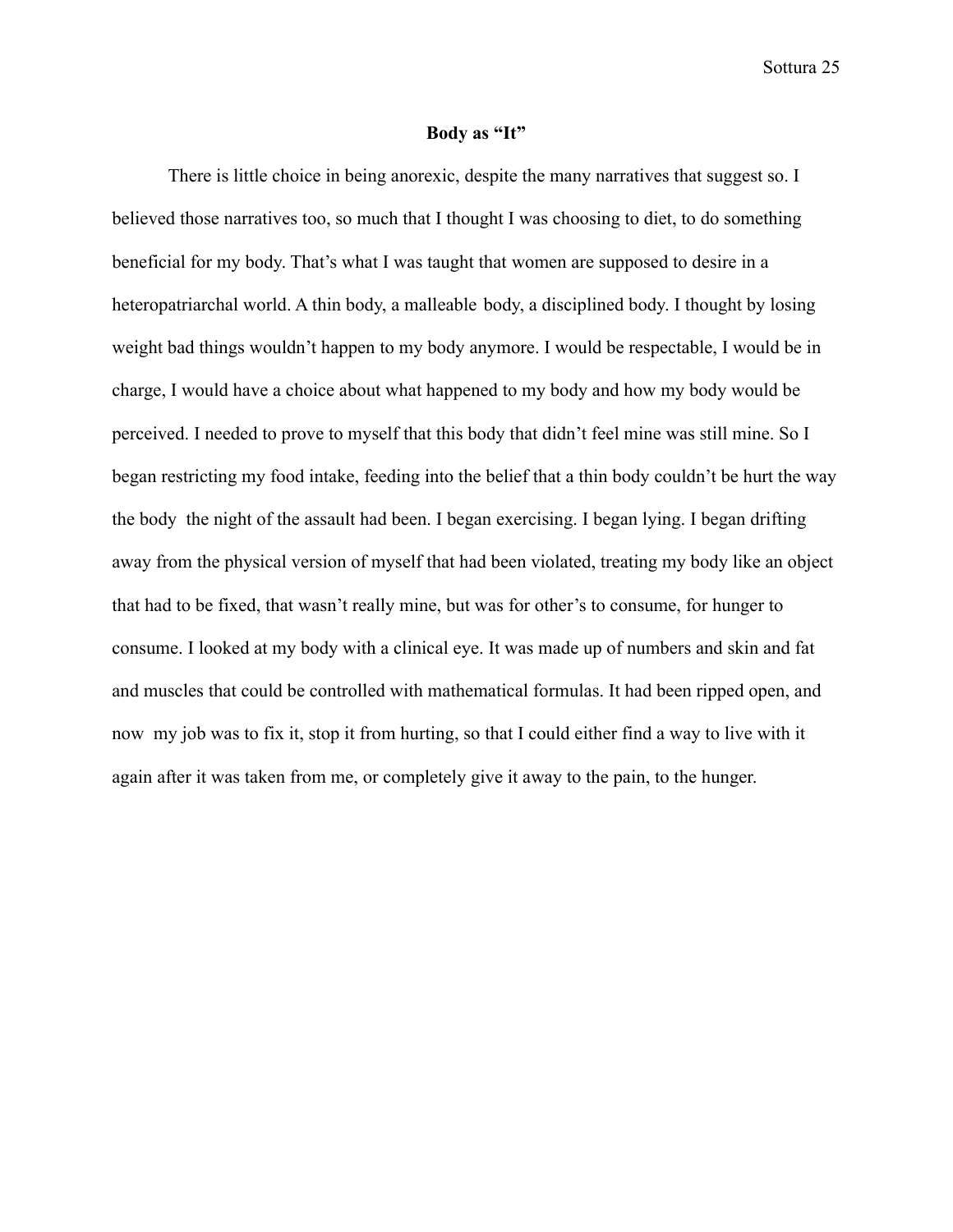**Body as "It"**

There is little choice in being anorexic, despite the many narratives that suggest so. I believed those narratives too, so much that I thought I was choosing to diet, to do something beneficial for my body. That's what I was taught that women are supposed to desire in a heteropatriarchal world. A thin body, a malleable body, a disciplined body. I thought by losing weight bad things wouldn't happen to my body anymore. I would be respectable, I would be in charge, I would have a choice about what happened to my body and how my body would be perceived. I needed to prove to myself that this body that didn't feel mine was still mine. So I began restricting my food intake, feeding into the belief that a thin body couldn't be hurt the way the body the night of the assault had been. I began exercising. I began lying. I began drifting away from the physical version of myself that had been violated, treating my body like an object that had to be fixed, that wasn't really mine, but was for other's to consume, for hunger to consume. I looked at my body with a clinical eye. It was made up of numbers and skin and fat and muscles that could be controlled with mathematical formulas. It had been ripped open, and now my job was to fix it, stop it from hurting, so that I could either find a way to live with it again after it was taken from me, or completely give it away to the pain, to the hunger.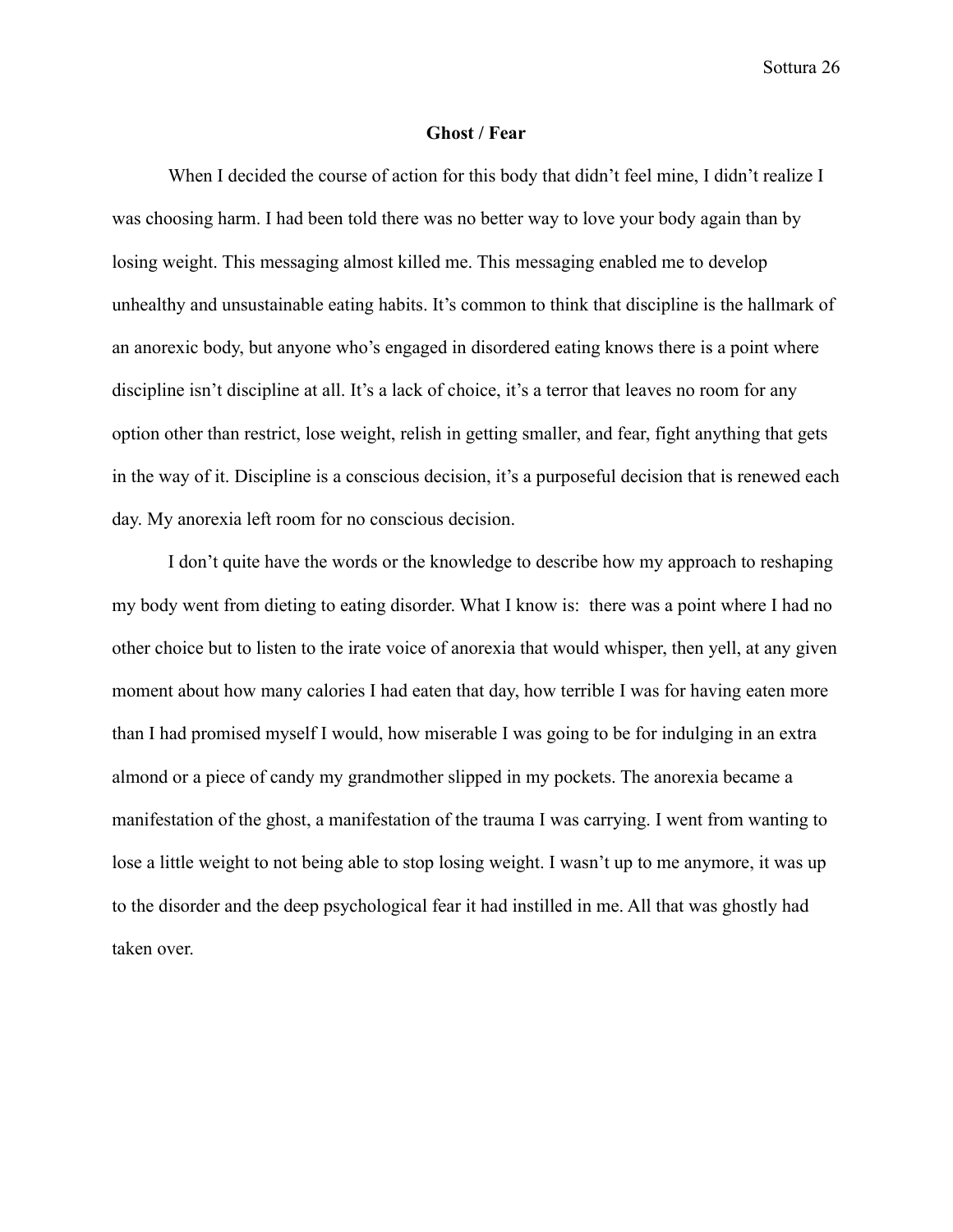**Ghost / Fear**

When I decided the course of action for this body that didn't feel mine, I didn't realize I was choosing harm. I had been told there was no better way to love your body again than by losing weight. This messaging almost killed me. This messaging enabled me to develop unhealthy and unsustainable eating habits. It's common to think that discipline is the hallmark of an anorexic body, but anyone who's engaged in disordered eating knows there is a point where discipline isn't discipline at all. It's a lack of choice, it's a terror that leaves no room for any option other than restrict, lose weight, relish in getting smaller, and fear, fight anything that gets in the way of it. Discipline is a conscious decision, it's a purposeful decision that is renewed each day. My anorexia left room for no conscious decision.

I don't quite have the words or the knowledge to describe how my approach to reshaping my body went from dieting to eating disorder. What I know is:  there was a point where I had no other choice but to listen to the irate voice of anorexia that would whisper, then yell, at any given moment about how many calories I had eaten that day, how terrible I was for having eaten more than I had promised myself I would, how miserable I was going to be for indulging in an extra almond or a piece of candy my grandmother slipped in my pockets. The anorexia became a manifestation of the ghost, a manifestation of the trauma I was carrying. I went from wanting to lose a little weight to not being able to stop losing weight. I wasn't up to me anymore, it was up to the disorder and the deep psychological fear it had instilled in me. All that was ghostly had taken over.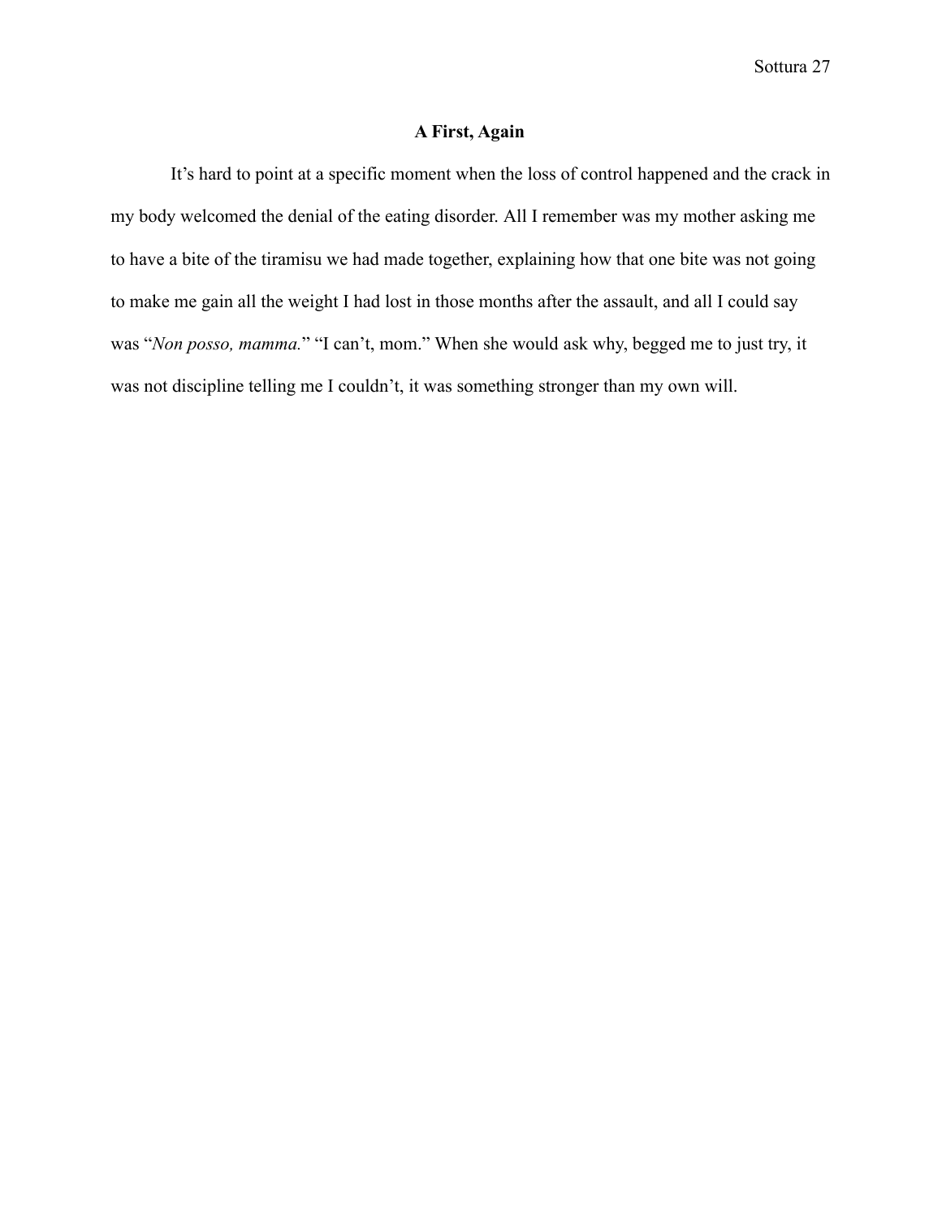## A First, Again

It’s hard to point at a specific moment when the loss of control happened and the crack in my body welcomed the denial of the eating disorder. All I remember was my mother asking me to have a bite of the tiramisu we had made together, explaining how that one bite was not going to make me gain all the weight I had lost in those months after the assault, and all I could say was “*Non posso, mamma.*” “I can’t, mom.” When she would ask why, begged me to just try, it was not discipline telling me I couldn’t, it was something stronger than my own will.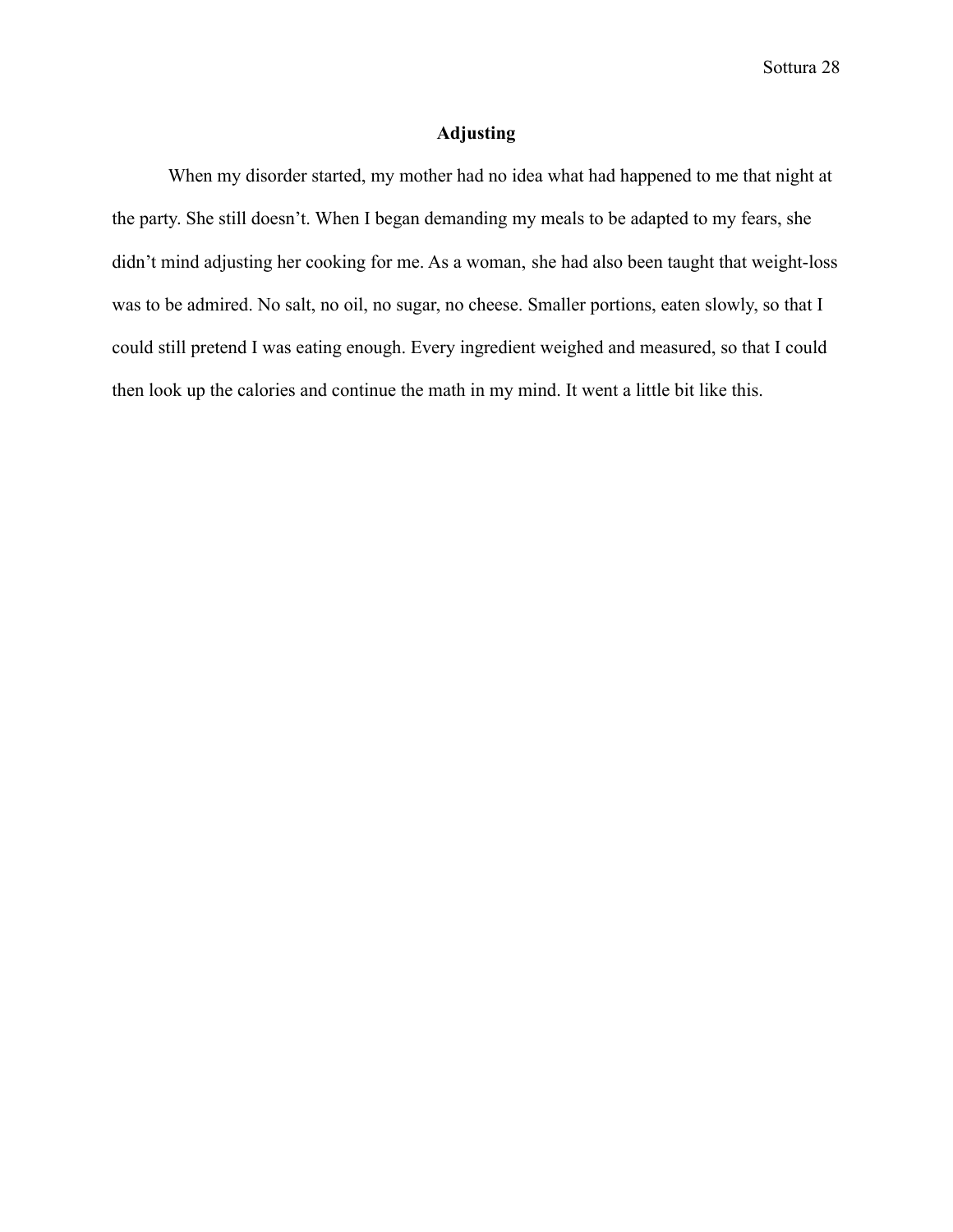## Adjusting

When my disorder started, my mother had no idea what had happened to me that night at the party. She still doesn't. When I began demanding my meals to be adapted to my fears, she didn't mind adjusting her cooking for me. As a woman, she had also been taught that weight-loss was to be admired. No salt, no oil, no sugar, no cheese. Smaller portions, eaten slowly, so that I could still pretend I was eating enough. Every ingredient weighed and measured, so that I could then look up the calories and continue the math in my mind. It went a little bit like this.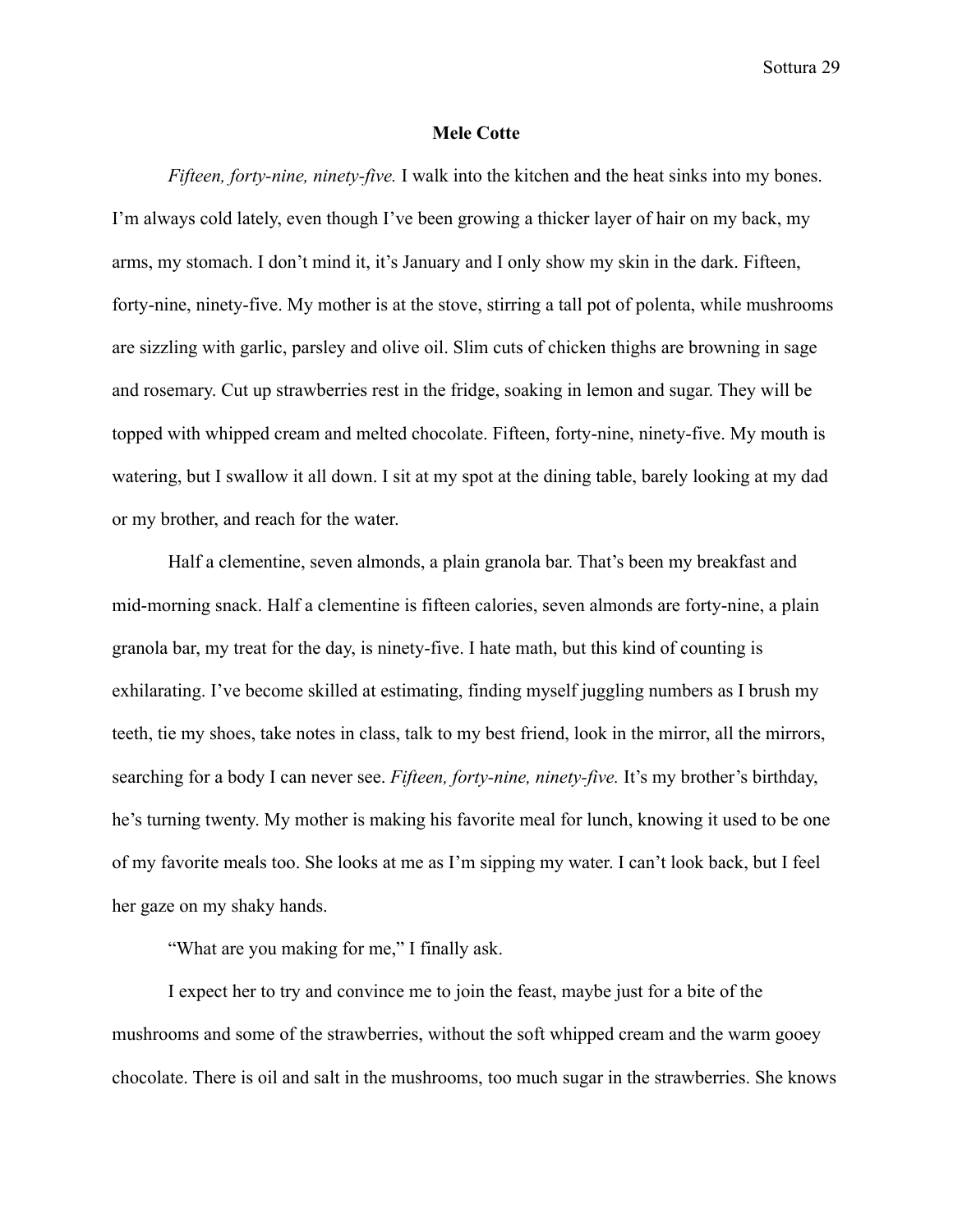**Mele Cotte**

*Fifteen, forty-nine, ninety-five.* I walk into the kitchen and the heat sinks into my bones. I'm always cold lately, even though I've been growing a thicker layer of hair on my back, my arms, my stomach. I don't mind it, it's January and I only show my skin in the dark. Fifteen, forty-nine, ninety-five. My mother is at the stove, stirring a tall pot of polenta, while mushrooms are sizzling with garlic, parsley and olive oil. Slim cuts of chicken thighs are browning in sage and rosemary. Cut up strawberries rest in the fridge, soaking in lemon and sugar. They will be topped with whipped cream and melted chocolate. Fifteen, forty-nine, ninety-five. My mouth is watering, but I swallow it all down. I sit at my spot at the dining table, barely looking at my dad or my brother, and reach for the water.

Half a clementine, seven almonds, a plain granola bar. That's been my breakfast and mid-morning snack. Half a clementine is fifteen calories, seven almonds are forty-nine, a plain granola bar, my treat for the day, is ninety-five. I hate math, but this kind of counting is exhilarating. I've become skilled at estimating, finding myself juggling numbers as I brush my teeth, tie my shoes, take notes in class, talk to my best friend, look in the mirror, all the mirrors, searching for a body I can never see. *Fifteen, forty-nine, ninety-five.* It's my brother's birthday, he's turning twenty. My mother is making his favorite meal for lunch, knowing it used to be one of my favorite meals too. She looks at me as I'm sipping my water. I can't look back, but I feel her gaze on my shaky hands.

"What are you making for me," I finally ask.

I expect her to try and convince me to join the feast, maybe just for a bite of the mushrooms and some of the strawberries, without the soft whipped cream and the warm gooey chocolate. There is oil and salt in the mushrooms, too much sugar in the strawberries. She knows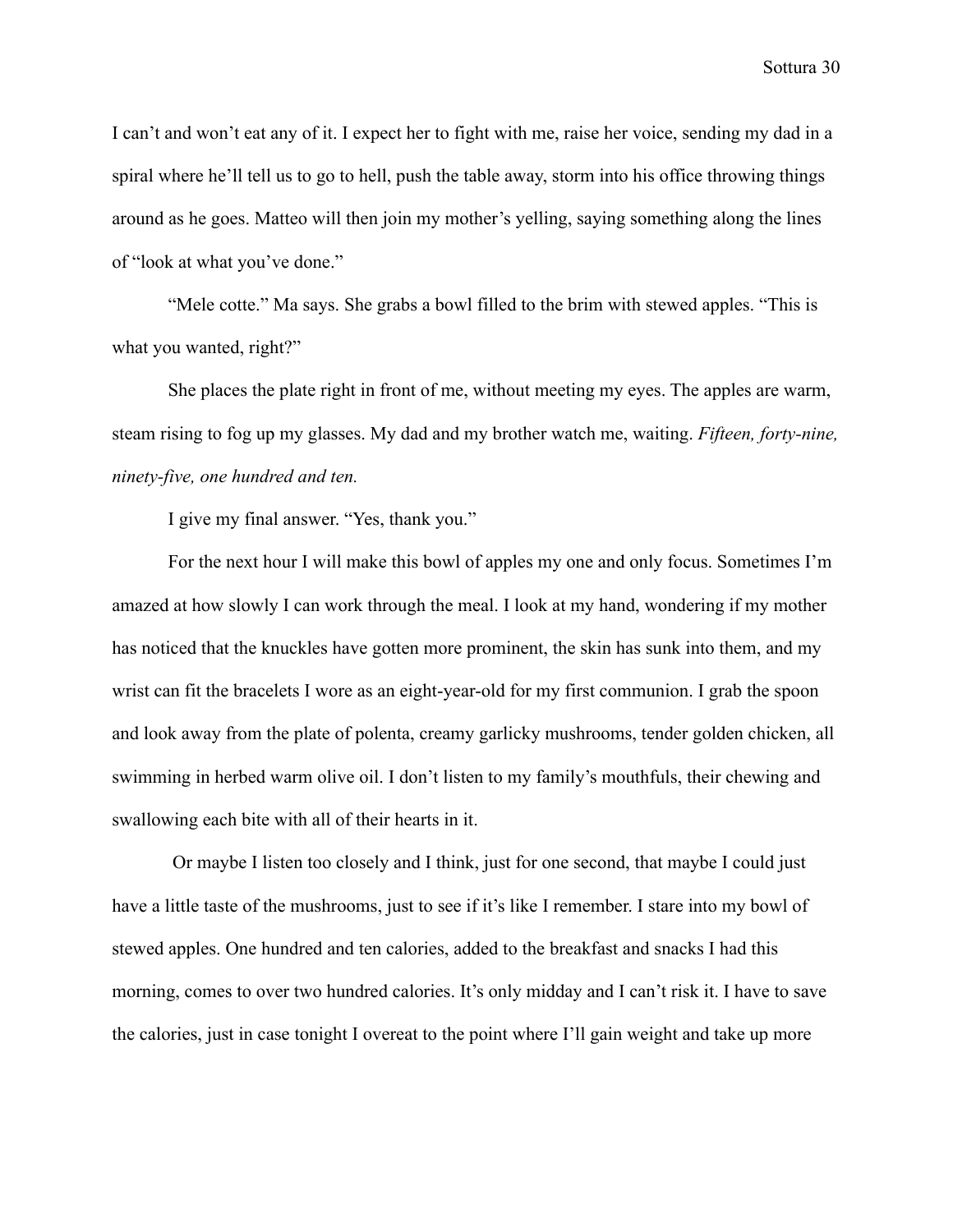I can't and won't eat any of it. I expect her to fight with me, raise her voice, sending my dad in a spiral where he'll tell us to go to hell, push the table away, storm into his office throwing things around as he goes. Matteo will then join my mother's yelling, saying something along the lines of "look at what you've done."

"Mele cotte." Ma says. She grabs a bowl filled to the brim with stewed apples. "This is what you wanted, right?"

She places the plate right in front of me, without meeting my eyes. The apples are warm, steam rising to fog up my glasses. My dad and my brother watch me, waiting. *Fifteen, forty-nine, ninety-five, one hundred and ten.*

I give my final answer. "Yes, thank you."

For the next hour I will make this bowl of apples my one and only focus. Sometimes I'm amazed at how slowly I can work through the meal. I look at my hand, wondering if my mother has noticed that the knuckles have gotten more prominent, the skin has sunk into them, and my wrist can fit the bracelets I wore as an eight-year-old for my first communion. I grab the spoon and look away from the plate of polenta, creamy garlicky mushrooms, tender golden chicken, all swimming in herbed warm olive oil. I don't listen to my family's mouthfuls, their chewing and swallowing each bite with all of their hearts in it.

Or maybe I listen too closely and I think, just for one second, that maybe I could just have a little taste of the mushrooms, just to see if it's like I remember. I stare into my bowl of stewed apples. One hundred and ten calories, added to the breakfast and snacks I had this morning, comes to over two hundred calories. It's only midday and I can't risk it. I have to save the calories, just in case tonight I overeat to the point where I'll gain weight and take up more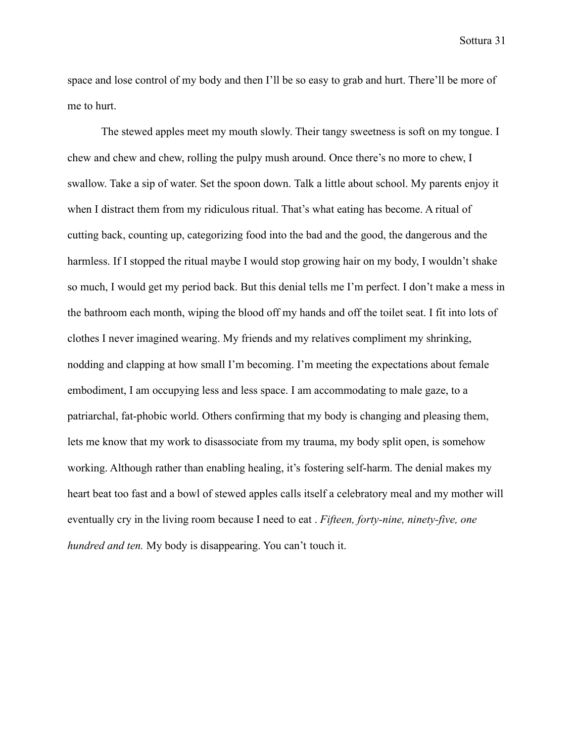space and lose control of my body and then I'll be so easy to grab and hurt. There'll be more of me to hurt.

The stewed apples meet my mouth slowly. Their tangy sweetness is soft on my tongue. I chew and chew and chew, rolling the pulpy mush around. Once there's no more to chew, I swallow. Take a sip of water. Set the spoon down. Talk a little about school. My parents enjoy it when I distract them from my ridiculous ritual. That's what eating has become. A ritual of cutting back, counting up, categorizing food into the bad and the good, the dangerous and the harmless. If I stopped the ritual maybe I would stop growing hair on my body, I wouldn't shake so much, I would get my period back. But this denial tells me I'm perfect. I don't make a mess in the bathroom each month, wiping the blood off my hands and off the toilet seat. I fit into lots of clothes I never imagined wearing. My friends and my relatives compliment my shrinking, nodding and clapping at how small I'm becoming. I'm meeting the expectations about female embodiment, I am occupying less and less space. I am accommodating to male gaze, to a patriarchal, fat-phobic world. Others confirming that my body is changing and pleasing them, lets me know that my work to disassociate from my trauma, my body split open, is somehow working. Although rather than enabling healing, it's fostering self-harm. The denial makes my heart beat too fast and a bowl of stewed apples calls itself a celebratory meal and my mother will eventually cry in the living room because I need to eat . *Fifteen, forty-nine, ninety-five, one hundred and ten.* My body is disappearing. You can't touch it.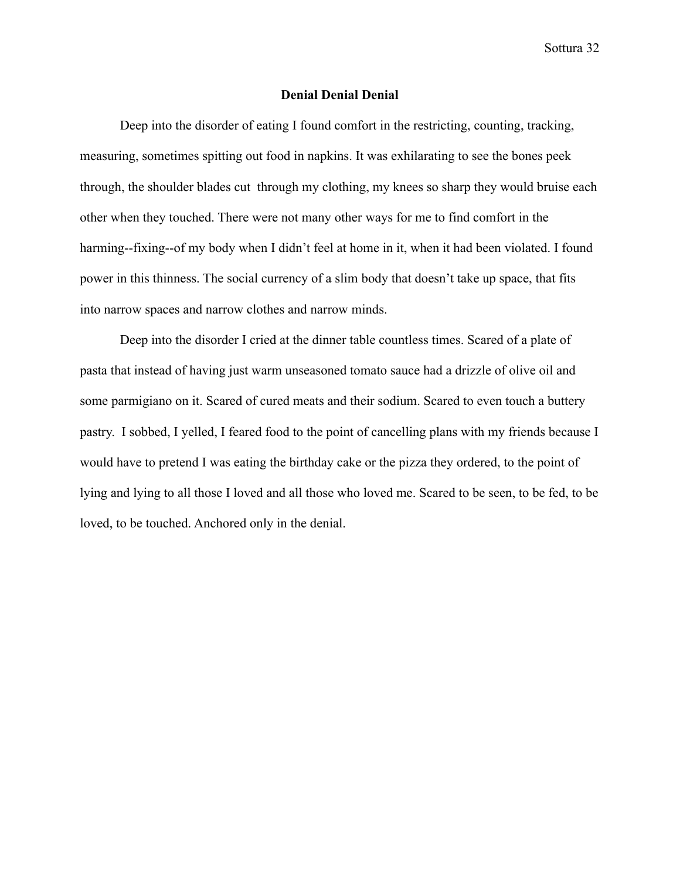**Denial Denial Denial**

Deep into the disorder of eating I found comfort in the restricting, counting, tracking, measuring, sometimes spitting out food in napkins. It was exhilarating to see the bones peek through, the shoulder blades cut through my clothing, my knees so sharp they would bruise each other when they touched. There were not many other ways for me to find comfort in the harming--fixing--of my body when I didn't feel at home in it, when it had been violated. I found power in this thinness. The social currency of a slim body that doesn't take up space, that fits into narrow spaces and narrow clothes and narrow minds.

Deep into the disorder I cried at the dinner table countless times. Scared of a plate of pasta that instead of having just warm unseasoned tomato sauce had a drizzle of olive oil and some parmigiano on it. Scared of cured meats and their sodium. Scared to even touch a buttery pastry. I sobbed, I yelled, I feared food to the point of cancelling plans with my friends because I would have to pretend I was eating the birthday cake or the pizza they ordered, to the point of lying and lying to all those I loved and all those who loved me. Scared to be seen, to be fed, to be loved, to be touched. Anchored only in the denial.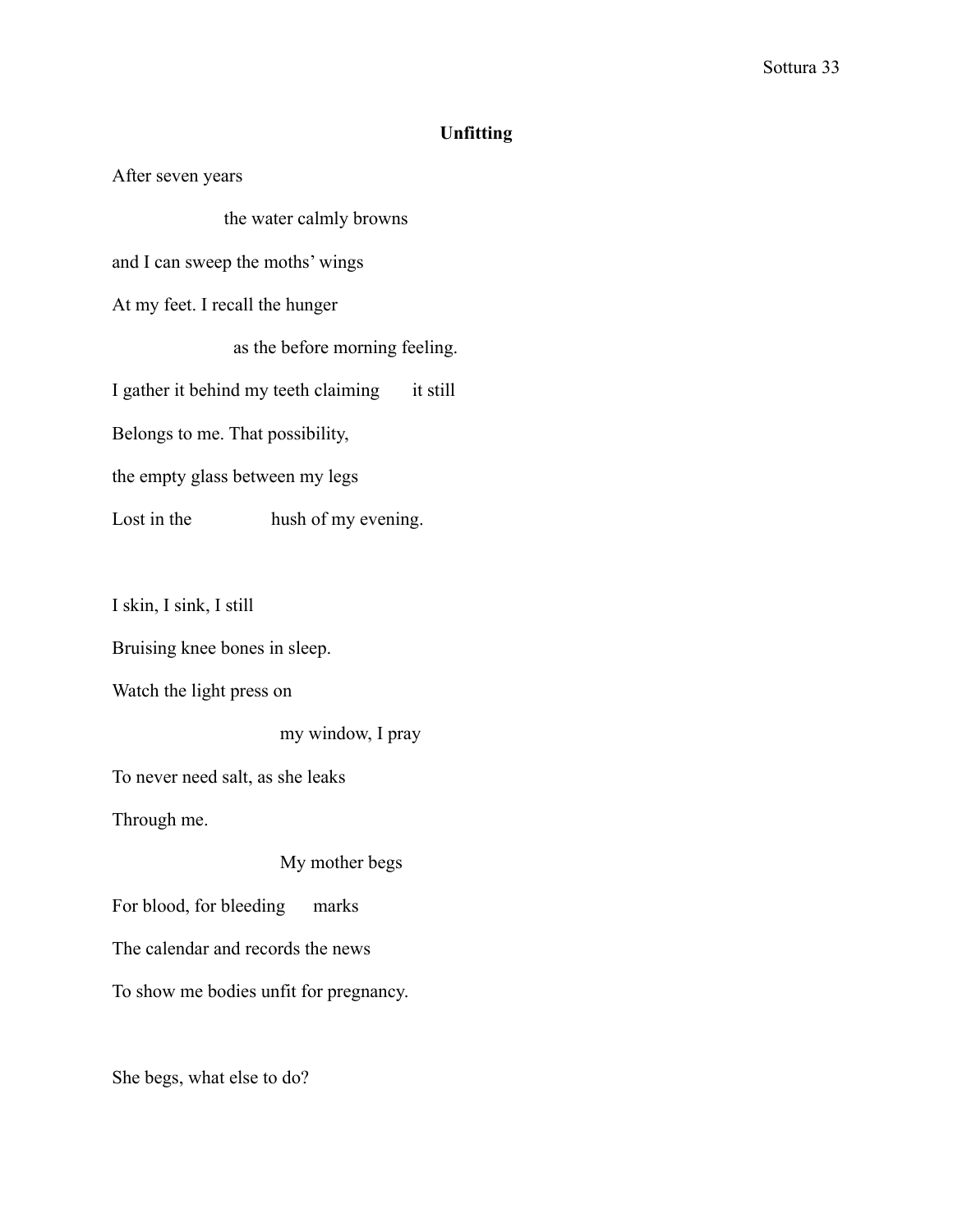## Unfitting

After seven years

the water calmly browns

and I can sweep the moths' wings

At my feet. I recall the hunger

as the before morning feeling.

I gather it behind my teeth claiming it still

Belongs to me. That possibility,

the empty glass between my legs

Lost in the hush of my evening.

I skin, I sink, I still

Bruising knee bones in sleep.

Watch the light press on

my window, I pray

To never need salt, as she leaks

Through me.

My mother begs

For blood, for bleeding marks

The calendar and records the news

To show me bodies unfit for pregnancy.

She begs, what else to do?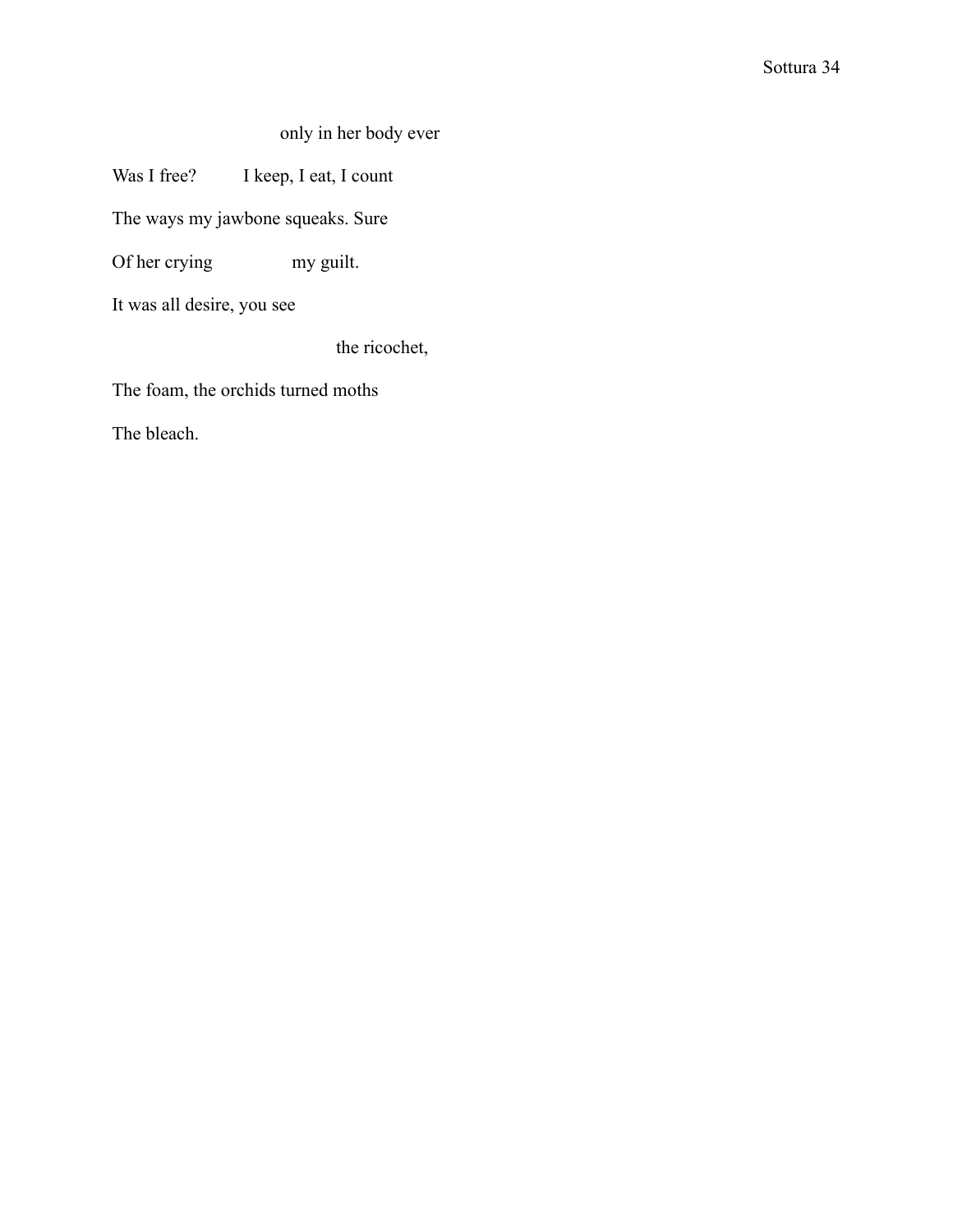only in her body ever

Was I free?     I keep, I eat, I count

The ways my jawbone squeaks. Sure

Of her crying     my guilt.

It was all desire, you see

the ricochet,

The foam, the orchids turned moths

The bleach.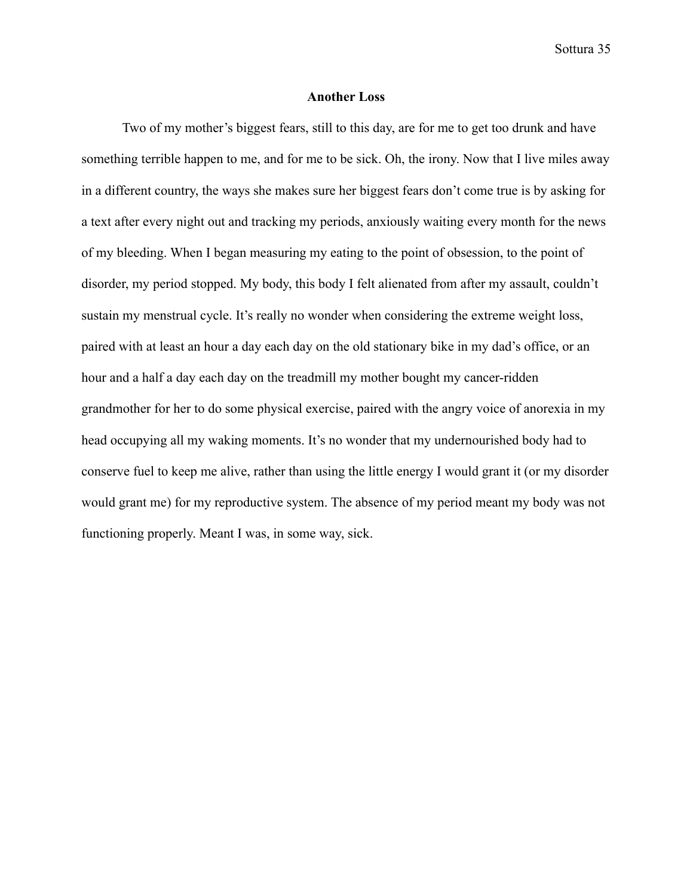**Another Loss**

Two of my mother's biggest fears, still to this day, are for me to get too drunk and have something terrible happen to me, and for me to be sick. Oh, the irony. Now that I live miles away in a different country, the ways she makes sure her biggest fears don't come true is by asking for a text after every night out and tracking my periods, anxiously waiting every month for the news of my bleeding. When I began measuring my eating to the point of obsession, to the point of disorder, my period stopped. My body, this body I felt alienated from after my assault, couldn't sustain my menstrual cycle. It's really no wonder when considering the extreme weight loss, paired with at least an hour a day each day on the old stationary bike in my dad's office, or an hour and a half a day each day on the treadmill my mother bought my cancer-ridden grandmother for her to do some physical exercise, paired with the angry voice of anorexia in my head occupying all my waking moments. It's no wonder that my undernourished body had to conserve fuel to keep me alive, rather than using the little energy I would grant it (or my disorder would grant me) for my reproductive system. The absence of my period meant my body was not functioning properly. Meant I was, in some way, sick.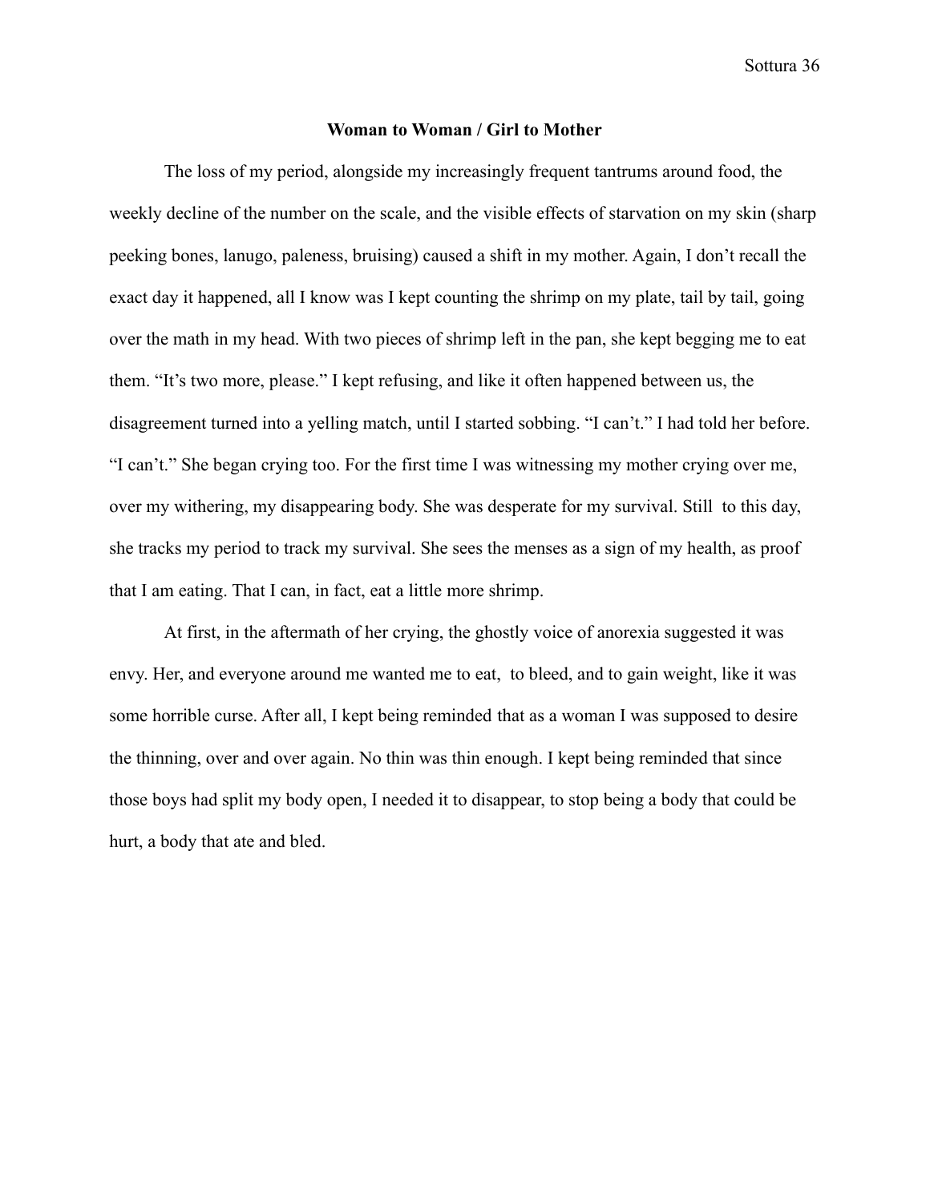**Woman to Woman / Girl to Mother**

The loss of my period, alongside my increasingly frequent tantrums around food, the weekly decline of the number on the scale, and the visible effects of starvation on my skin (sharp peeking bones, lanugo, paleness, bruising) caused a shift in my mother. Again, I don't recall the exact day it happened, all I know was I kept counting the shrimp on my plate, tail by tail, going over the math in my head. With two pieces of shrimp left in the pan, she kept begging me to eat them. "It's two more, please." I kept refusing, and like it often happened between us, the disagreement turned into a yelling match, until I started sobbing. "I can't." I had told her before. "I can't." She began crying too. For the first time I was witnessing my mother crying over me, over my withering, my disappearing body. She was desperate for my survival. Still to this day, she tracks my period to track my survival. She sees the menses as a sign of my health, as proof that I am eating. That I can, in fact, eat a little more shrimp.

At first, in the aftermath of her crying, the ghostly voice of anorexia suggested it was envy. Her, and everyone around me wanted me to eat, to bleed, and to gain weight, like it was some horrible curse. After all, I kept being reminded that as a woman I was supposed to desire the thinning, over and over again. No thin was thin enough. I kept being reminded that since those boys had split my body open, I needed it to disappear, to stop being a body that could be hurt, a body that ate and bled.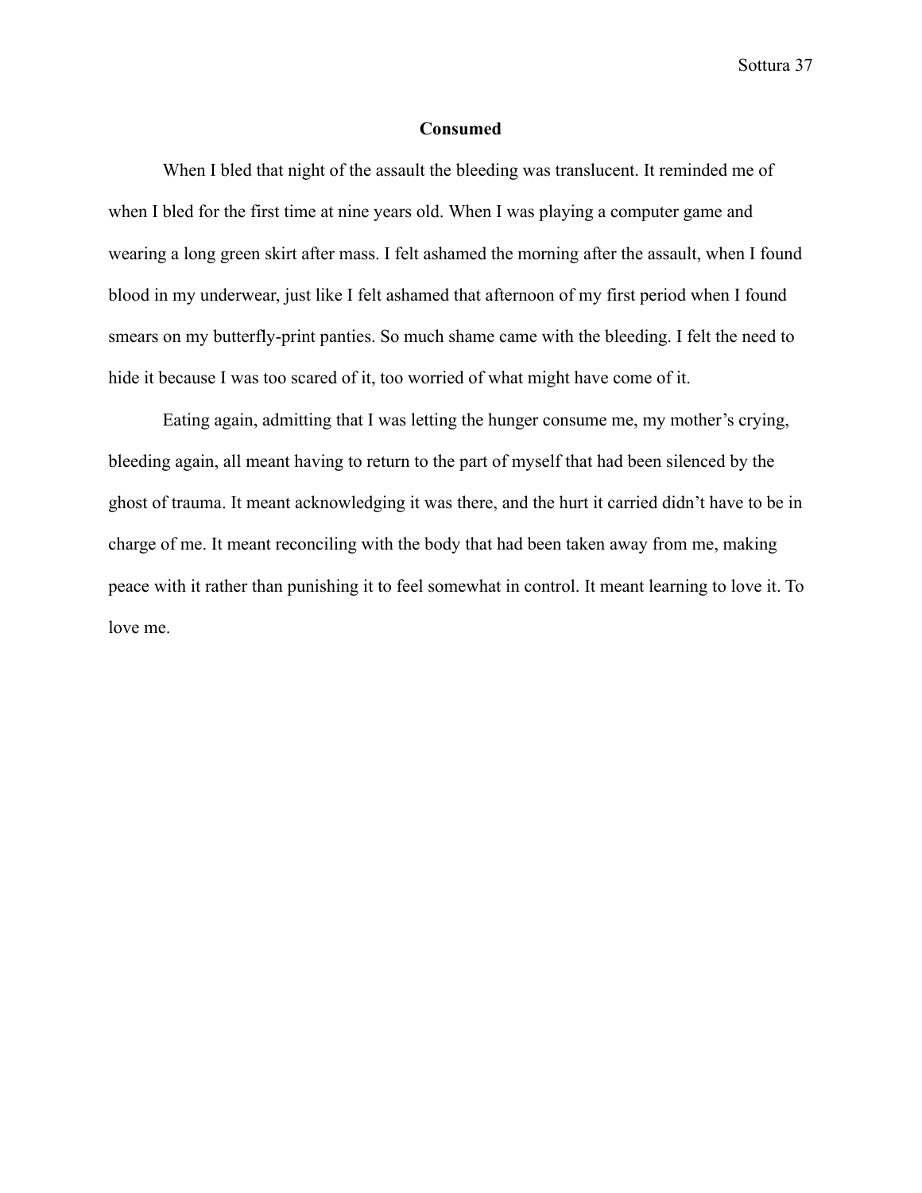## Consumed

When I bled that night of the assault the bleeding was translucent. It reminded me of when I bled for the first time at nine years old. When I was playing a computer game and wearing a long green skirt after mass. I felt ashamed the morning after the assault, when I found blood in my underwear, just like I felt ashamed that afternoon of my first period when I found smears on my butterfly-print panties. So much shame came with the bleeding. I felt the need to hide it because I was too scared of it, too worried of what might have come of it.

Eating again, admitting that I was letting the hunger consume me, my mother's crying, bleeding again, all meant having to return to the part of myself that had been silenced by the ghost of trauma. It meant acknowledging it was there, and the hurt it carried didn't have to be in charge of me. It meant reconciling with the body that had been taken away from me, making peace with it rather than punishing it to feel somewhat in control. It meant learning to love it. To love me.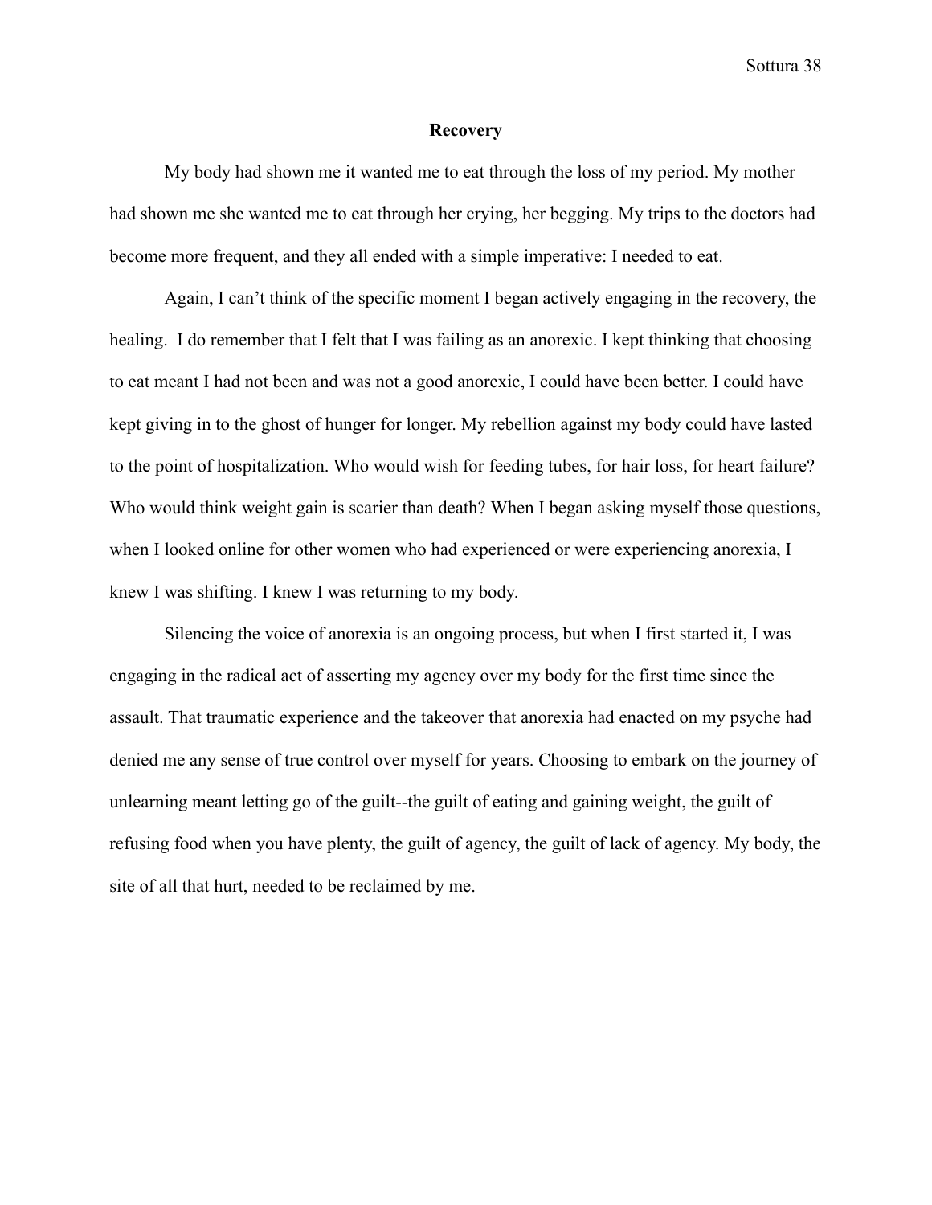## Recovery

My body had shown me it wanted me to eat through the loss of my period. My mother had shown me she wanted me to eat through her crying, her begging. My trips to the doctors had become more frequent, and they all ended with a simple imperative: I needed to eat.

Again, I can't think of the specific moment I began actively engaging in the recovery, the healing. I do remember that I felt that I was failing as an anorexic. I kept thinking that choosing to eat meant I had not been and was not a good anorexic, I could have been better. I could have kept giving in to the ghost of hunger for longer. My rebellion against my body could have lasted to the point of hospitalization. Who would wish for feeding tubes, for hair loss, for heart failure? Who would think weight gain is scarier than death? When I began asking myself those questions, when I looked online for other women who had experienced or were experiencing anorexia, I knew I was shifting. I knew I was returning to my body.

Silencing the voice of anorexia is an ongoing process, but when I first started it, I was engaging in the radical act of asserting my agency over my body for the first time since the assault. That traumatic experience and the takeover that anorexia had enacted on my psyche had denied me any sense of true control over myself for years. Choosing to embark on the journey of unlearning meant letting go of the guilt--the guilt of eating and gaining weight, the guilt of refusing food when you have plenty, the guilt of agency, the guilt of lack of agency. My body, the site of all that hurt, needed to be reclaimed by me.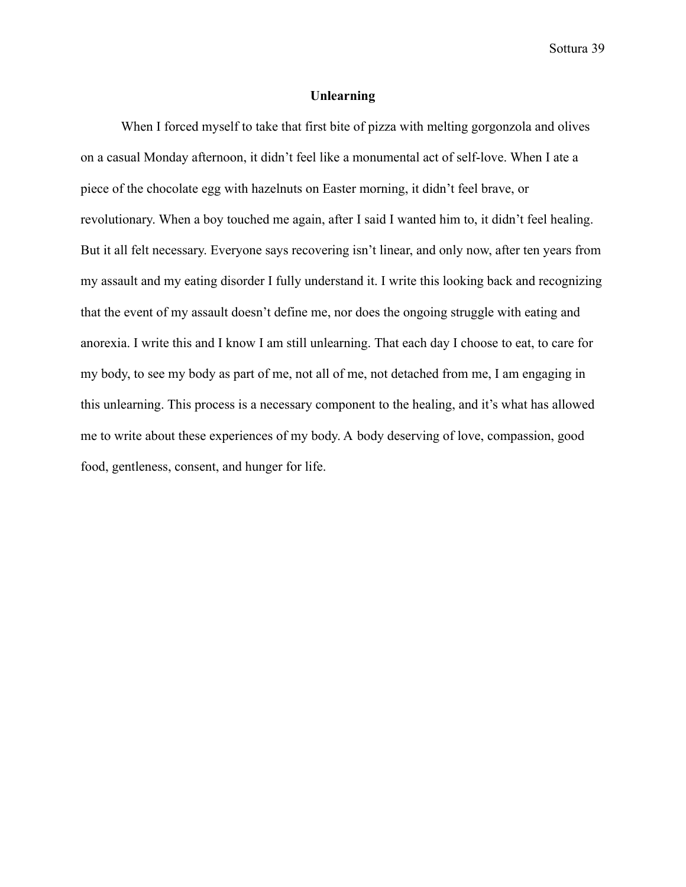## Unlearning

When I forced myself to take that first bite of pizza with melting gorgonzola and olives on a casual Monday afternoon, it didn't feel like a monumental act of self-love. When I ate a piece of the chocolate egg with hazelnuts on Easter morning, it didn't feel brave, or revolutionary. When a boy touched me again, after I said I wanted him to, it didn't feel healing. But it all felt necessary. Everyone says recovering isn't linear, and only now, after ten years from my assault and my eating disorder I fully understand it. I write this looking back and recognizing that the event of my assault doesn't define me, nor does the ongoing struggle with eating and anorexia. I write this and I know I am still unlearning. That each day I choose to eat, to care for my body, to see my body as part of me, not all of me, not detached from me, I am engaging in this unlearning. This process is a necessary component to the healing, and it's what has allowed me to write about these experiences of my body. A body deserving of love, compassion, good food, gentleness, consent, and hunger for life.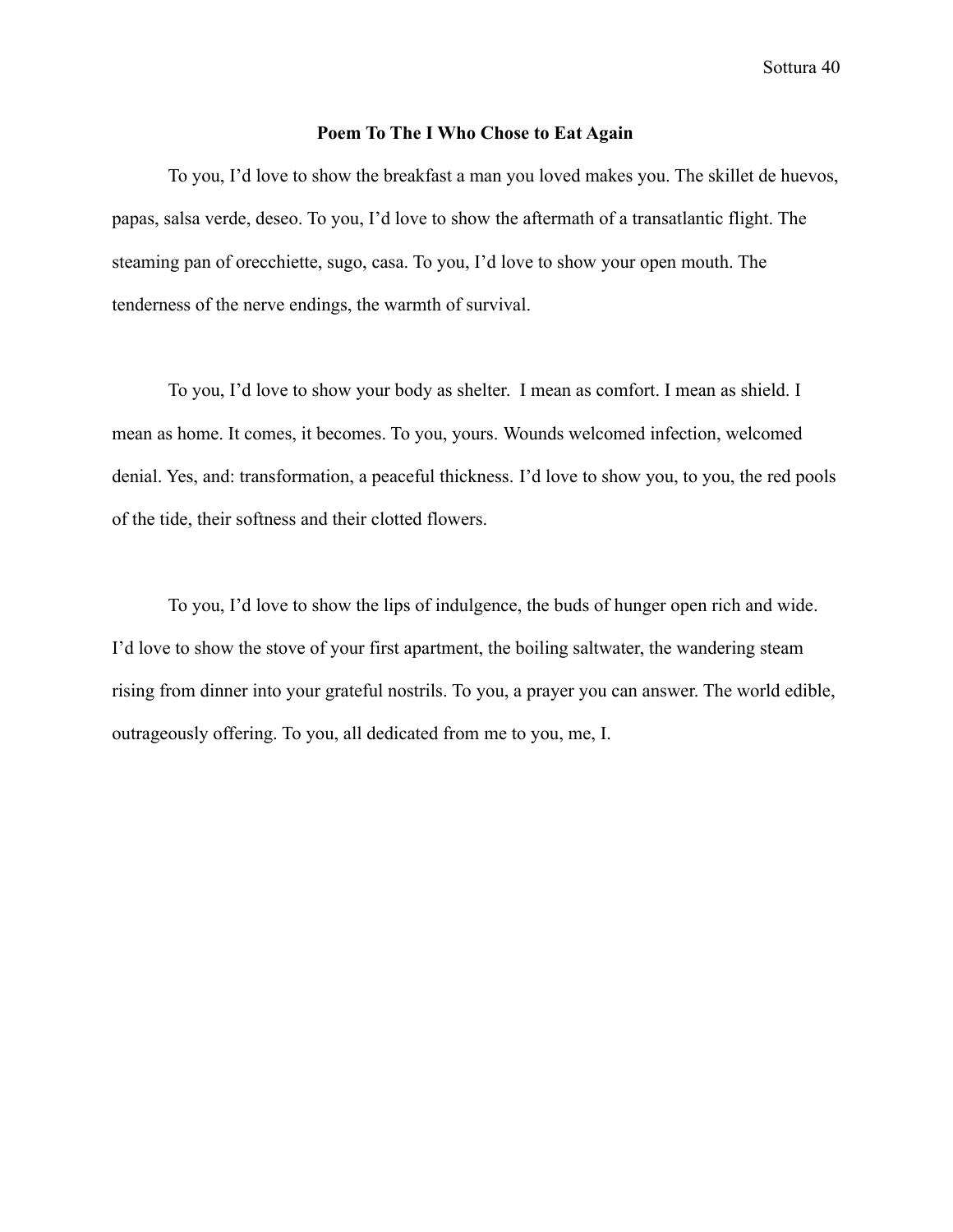**Poem To The I Who Chose to Eat Again**

To you, I'd love to show the breakfast a man you loved makes you. The skillet de huevos, papas, salsa verde, deseo. To you, I'd love to show the aftermath of a transatlantic flight. The steaming pan of orecchiette, sugo, casa. To you, I'd love to show your open mouth. The tenderness of the nerve endings, the warmth of survival.

To you, I'd love to show your body as shelter.  I mean as comfort. I mean as shield. I mean as home. It comes, it becomes. To you, yours. Wounds welcomed infection, welcomed denial. Yes, and: transformation, a peaceful thickness. I'd love to show you, to you, the red pools of the tide, their softness and their clotted flowers.

To you, I'd love to show the lips of indulgence, the buds of hunger open rich and wide. I'd love to show the stove of your first apartment, the boiling saltwater, the wandering steam rising from dinner into your grateful nostrils. To you, a prayer you can answer. The world edible, outrageously offering. To you, all dedicated from me to you, me, I.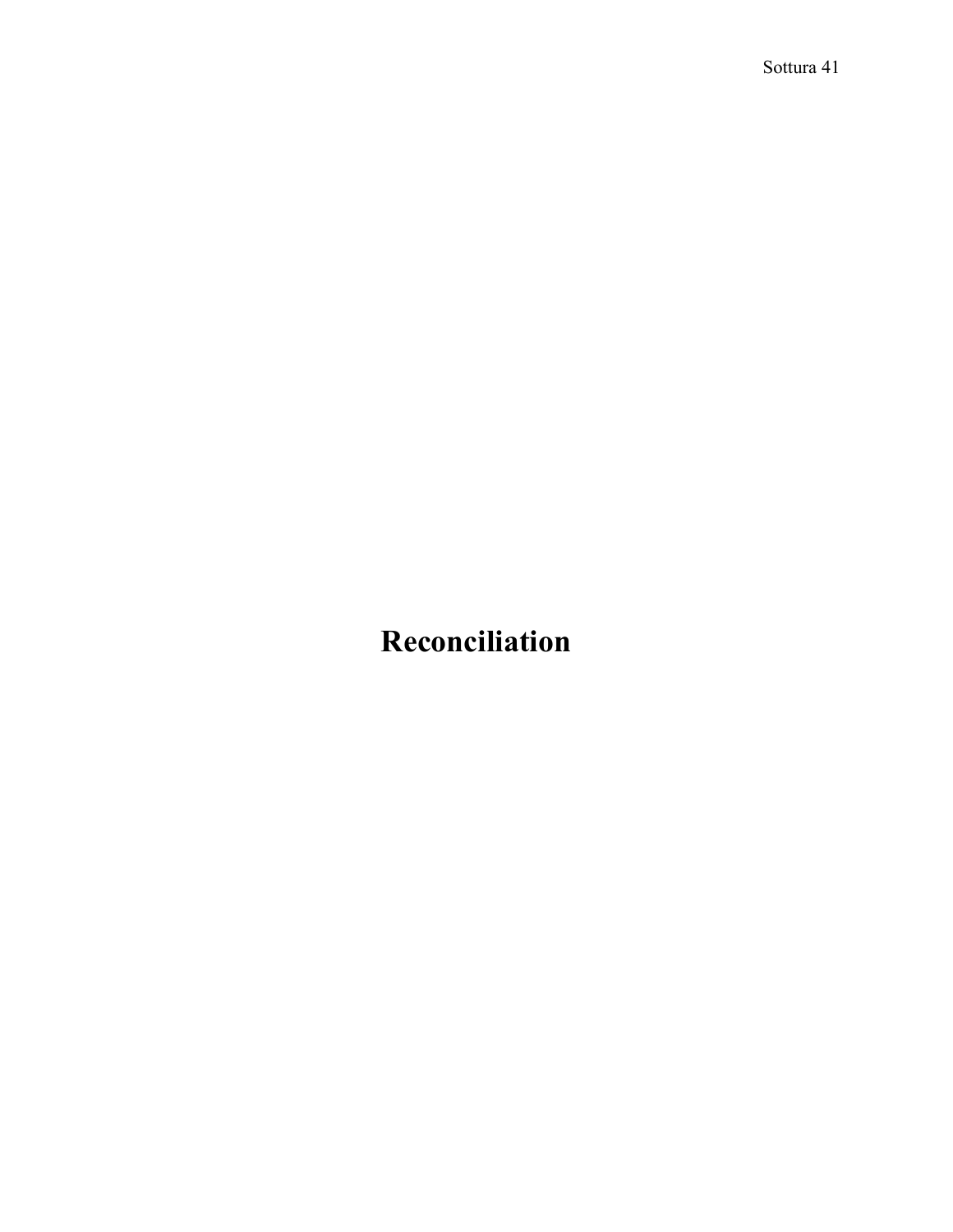# Reconciliation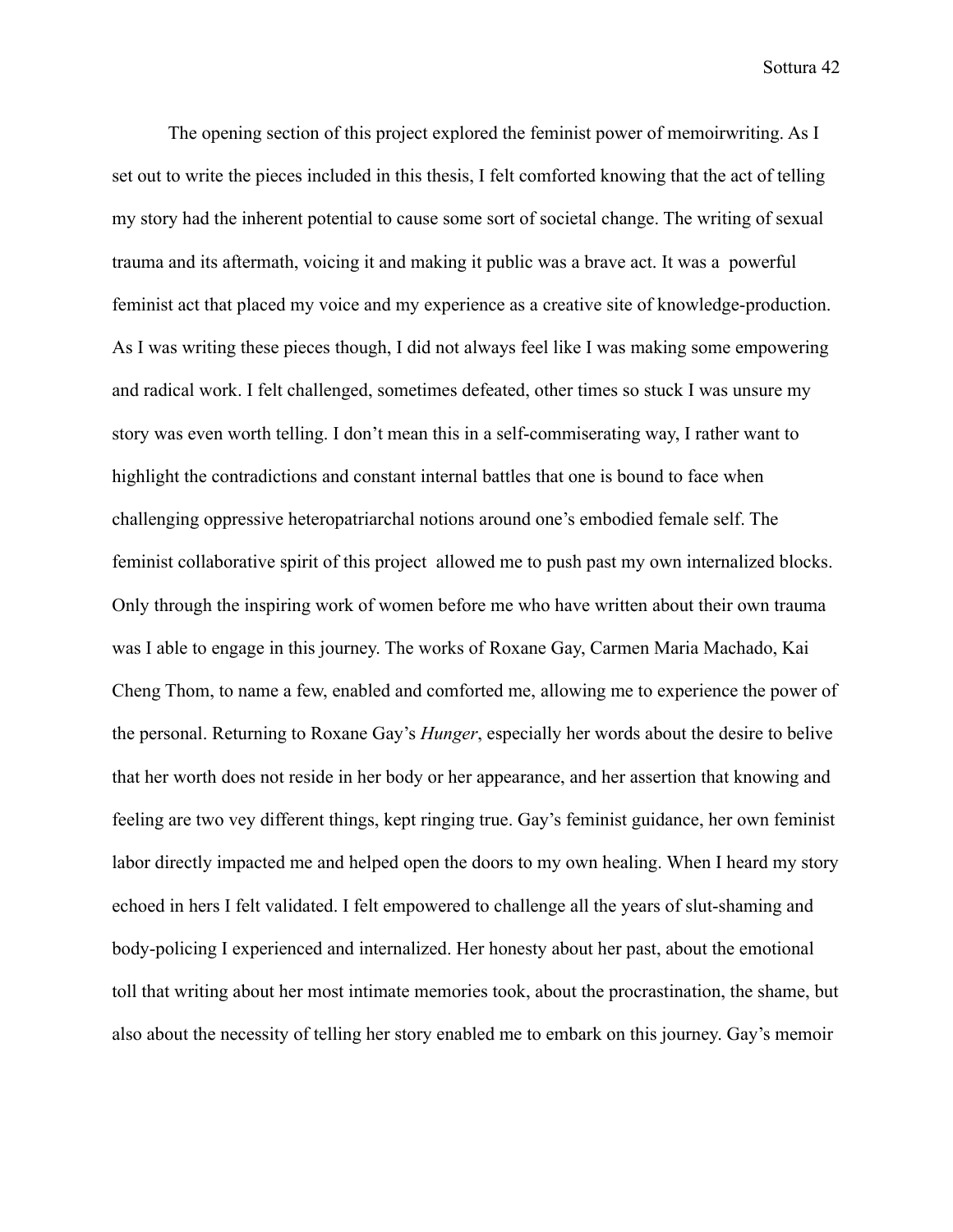The opening section of this project explored the feminist power of memoirwriting. As I set out to write the pieces included in this thesis, I felt comforted knowing that the act of telling my story had the inherent potential to cause some sort of societal change. The writing of sexual trauma and its aftermath, voicing it and making it public was a brave act. It was a powerful feminist act that placed my voice and my experience as a creative site of knowledge-production. As I was writing these pieces though, I did not always feel like I was making some empowering and radical work. I felt challenged, sometimes defeated, other times so stuck I was unsure my story was even worth telling. I don't mean this in a self-commiserating way, I rather want to highlight the contradictions and constant internal battles that one is bound to face when challenging oppressive heteropatriarchal notions around one's embodied female self. The feminist collaborative spirit of this project allowed me to push past my own internalized blocks. Only through the inspiring work of women before me who have written about their own trauma was I able to engage in this journey. The works of Roxane Gay, Carmen Maria Machado, Kai Cheng Thom, to name a few, enabled and comforted me, allowing me to experience the power of the personal. Returning to Roxane Gay's *Hunger*, especially her words about the desire to belive that her worth does not reside in her body or her appearance, and her assertion that knowing and feeling are two vey different things, kept ringing true. Gay's feminist guidance, her own feminist labor directly impacted me and helped open the doors to my own healing. When I heard my story echoed in hers I felt validated. I felt empowered to challenge all the years of slut-shaming and body-policing I experienced and internalized. Her honesty about her past, about the emotional toll that writing about her most intimate memories took, about the procrastination, the shame, but also about the necessity of telling her story enabled me to embark on this journey. Gay's memoir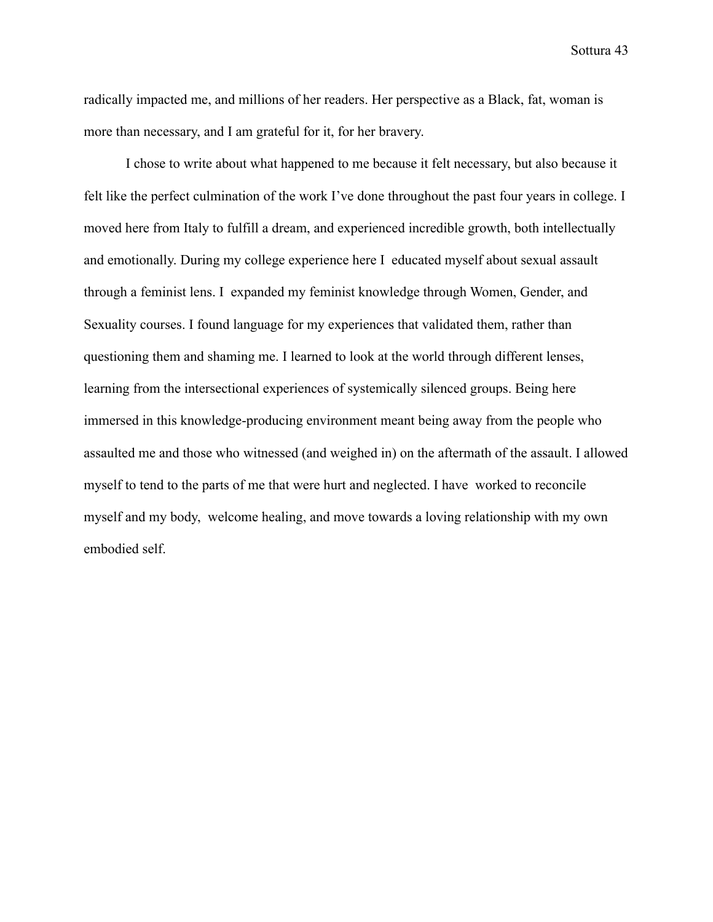radically impacted me, and millions of her readers. Her perspective as a Black, fat, woman is more than necessary, and I am grateful for it, for her bravery.

I chose to write about what happened to me because it felt necessary, but also because it felt like the perfect culmination of the work I've done throughout the past four years in college. I moved here from Italy to fulfill a dream, and experienced incredible growth, both intellectually and emotionally. During my college experience here I educated myself about sexual assault through a feminist lens. I expanded my feminist knowledge through Women, Gender, and Sexuality courses. I found language for my experiences that validated them, rather than questioning them and shaming me. I learned to look at the world through different lenses, learning from the intersectional experiences of systemically silenced groups. Being here immersed in this knowledge-producing environment meant being away from the people who assaulted me and those who witnessed (and weighed in) on the aftermath of the assault. I allowed myself to tend to the parts of me that were hurt and neglected. I have worked to reconcile myself and my body, welcome healing, and move towards a loving relationship with my own embodied self.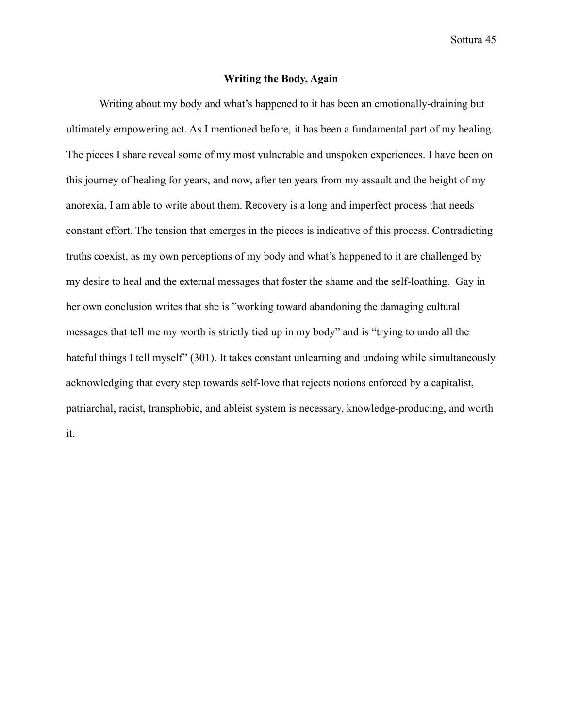## Writing the Body, Again

Writing about my body and what's happened to it has been an emotionally-draining but ultimately empowering act. As I mentioned before, it has been a fundamental part of my healing. The pieces I share reveal some of my most vulnerable and unspoken experiences. I have been on this journey of healing for years, and now, after ten years from my assault and the height of my anorexia, I am able to write about them. Recovery is a long and imperfect process that needs constant effort. The tension that emerges in the pieces is indicative of this process. Contradicting truths coexist, as my own perceptions of my body and what's happened to it are challenged by my desire to heal and the external messages that foster the shame and the self-loathing. Gay in her own conclusion writes that she is "working toward abandoning the damaging cultural messages that tell me my worth is strictly tied up in my body" and is "trying to undo all the hateful things I tell myself" (301). It takes constant unlearning and undoing while simultaneously acknowledging that every step towards self-love that rejects notions enforced by a capitalist, patriarchal, racist, transphobic, and ableist system is necessary, knowledge-producing, and worth it.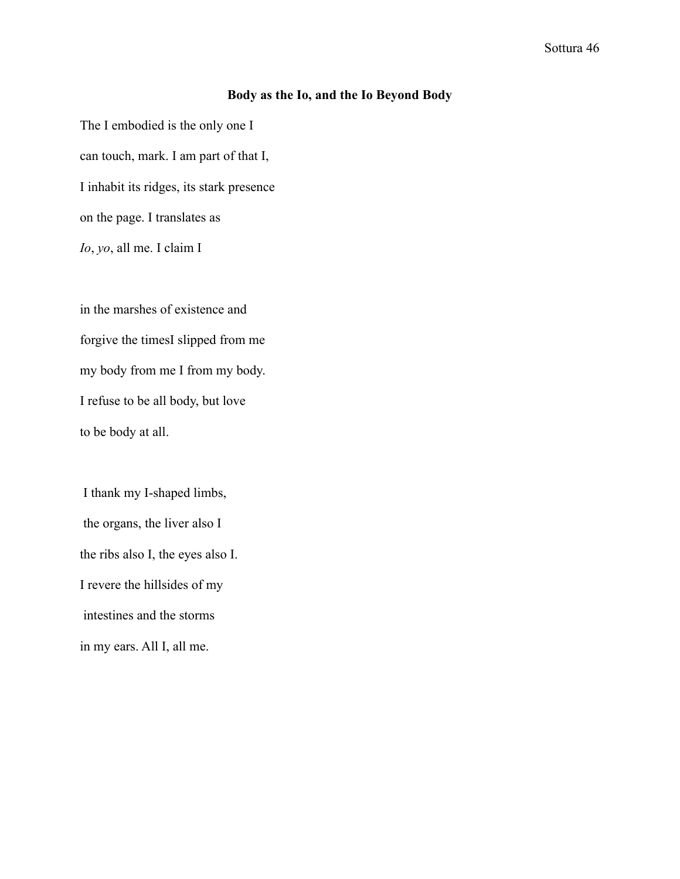**Body as the Io, and the Io Beyond Body**

The I embodied is the only one I  
can touch, mark. I am part of that I,  
I inhabit its ridges, its stark presence  
on the page. I translates as  
*Io*, *yo*, all me. I claim I

in the marshes of existence and  
forgive the timesI slipped from me  
my body from me I from my body.  
I refuse to be all body, but love  
to be body at all.

I thank my I-shaped limbs,  
the organs, the liver also I  
the ribs also I, the eyes also I.  
I revere the hillsides of my  
intestines and the storms  
in my ears. All I, all me.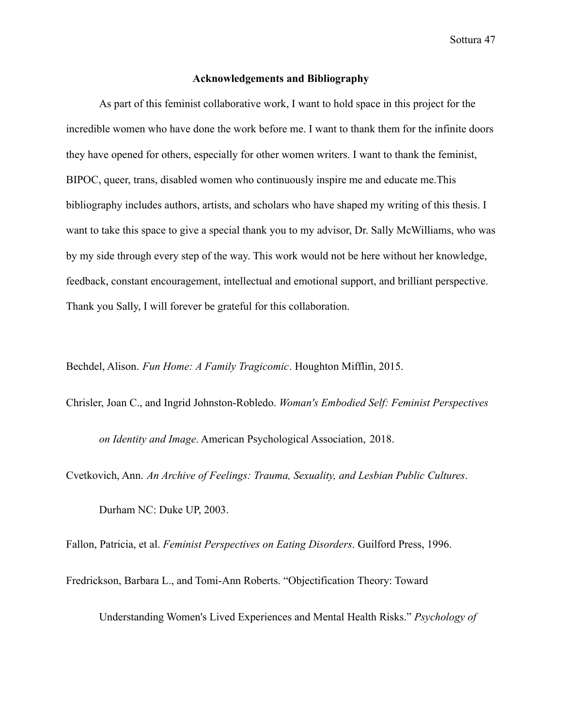## Acknowledgements and Bibliography

As part of this feminist collaborative work, I want to hold space in this project for the incredible women who have done the work before me. I want to thank them for the infinite doors they have opened for others, especially for other women writers. I want to thank the feminist, BIPOC, queer, trans, disabled women who continuously inspire me and educate me.This bibliography includes authors, artists, and scholars who have shaped my writing of this thesis. I want to take this space to give a special thank you to my advisor, Dr. Sally McWilliams, who was by my side through every step of the way. This work would not be here without her knowledge, feedback, constant encouragement, intellectual and emotional support, and brilliant perspective. Thank you Sally, I will forever be grateful for this collaboration.

Bechdel, Alison. *Fun Home: A Family Tragicomic*. Houghton Mifflin, 2015.

Chrisler, Joan C., and Ingrid Johnston-Robledo. *Woman's Embodied Self: Feminist Perspectives on Identity and Image*. American Psychological Association, 2018.

Cvetkovich, Ann. *An Archive of Feelings: Trauma, Sexuality, and Lesbian Public Cultures*. Durham NC: Duke UP, 2003.

Fallon, Patricia, et al. *Feminist Perspectives on Eating Disorders*. Guilford Press, 1996.

Fredrickson, Barbara L., and Tomi-Ann Roberts. "Objectification Theory: Toward Understanding Women's Lived Experiences and Mental Health Risks." *Psychology of*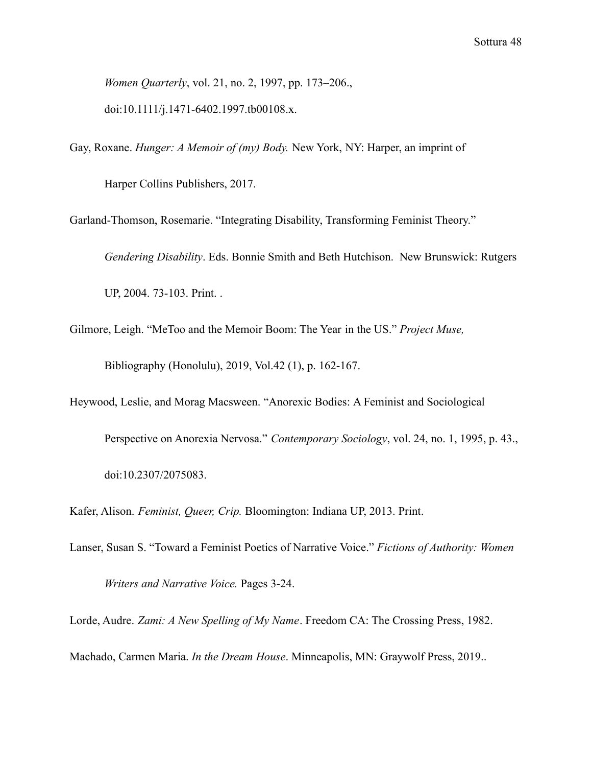*Women Quarterly*, vol. 21, no. 2, 1997, pp. 173–206., doi:10.1111/j.1471-6402.1997.tb00108.x.

Gay, Roxane. *Hunger: A Memoir of (my) Body.* New York, NY: Harper, an imprint of Harper Collins Publishers, 2017.

Garland-Thomson, Rosemarie. "Integrating Disability, Transforming Feminist Theory." *Gendering Disability*. Eds. Bonnie Smith and Beth Hutchison. New Brunswick: Rutgers UP, 2004. 73-103. Print. .

Gilmore, Leigh. "MeToo and the Memoir Boom: The Year in the US." *Project Muse,* Bibliography (Honolulu), 2019, Vol.42 (1), p. 162-167.

Heywood, Leslie, and Morag Macsween. "Anorexic Bodies: A Feminist and Sociological Perspective on Anorexia Nervosa." *Contemporary Sociology*, vol. 24, no. 1, 1995, p. 43., doi:10.2307/2075083.

Kafer, Alison. *Feminist, Queer, Crip.* Bloomington: Indiana UP, 2013. Print.

Lanser, Susan S. "Toward a Feminist Poetics of Narrative Voice." *Fictions of Authority: Women Writers and Narrative Voice.* Pages 3-24.

Lorde, Audre. *Zami: A New Spelling of My Name*. Freedom CA: The Crossing Press, 1982.

Machado, Carmen Maria. *In the Dream House*. Minneapolis, MN: Graywolf Press, 2019..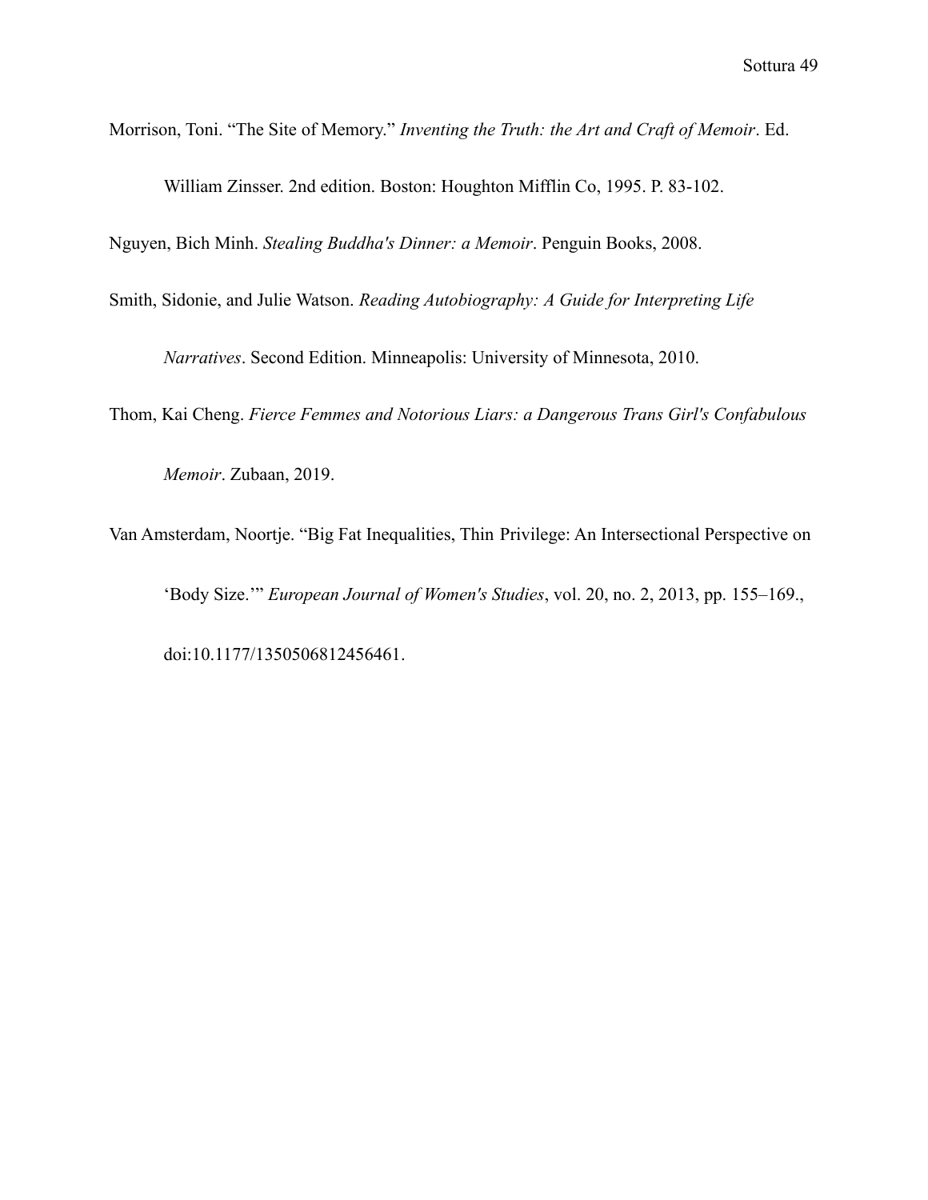Morrison, Toni. "The Site of Memory." *Inventing the Truth: the Art and Craft of Memoir*. Ed. William Zinsser. 2nd edition. Boston: Houghton Mifflin Co, 1995. P. 83-102.

Nguyen, Bich Minh. *Stealing Buddha's Dinner: a Memoir*. Penguin Books, 2008.

Smith, Sidonie, and Julie Watson. *Reading Autobiography: A Guide for Interpreting Life Narratives*. Second Edition. Minneapolis: University of Minnesota, 2010.

Thom, Kai Cheng. *Fierce Femmes and Notorious Liars: a Dangerous Trans Girl's Confabulous Memoir*. Zubaan, 2019.

Van Amsterdam, Noortje. "Big Fat Inequalities, Thin Privilege: An Intersectional Perspective on 'Body Size.'" *European Journal of Women's Studies*, vol. 20, no. 2, 2013, pp. 155–169., doi:10.1177/1350506812456461.